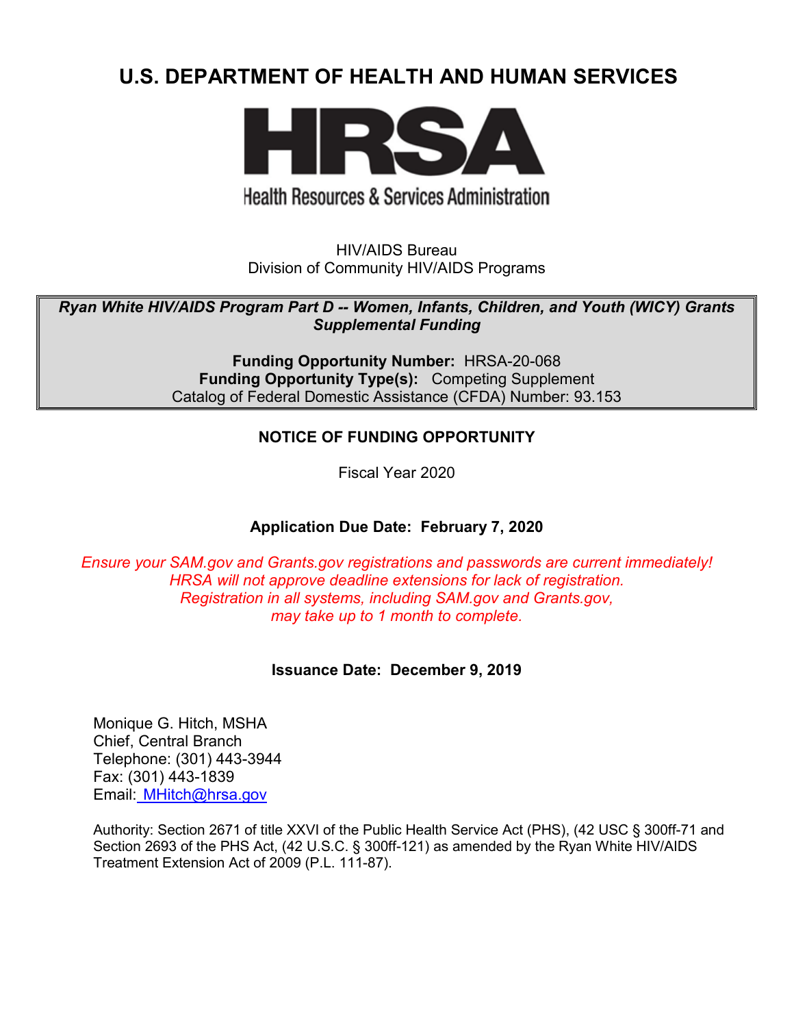# U.S. DEPARTMENT OF HEALTH AND HUMAN SERVICES

HRSA

Health Resources & Services Administration

HIV/AIDS Bureau
Division of Community HIV/AIDS Programs

***Ryan White HIV/AIDS Program Part D -- Women, Infants, Children, and Youth (WICY) Grants Supplemental Funding***

**Funding Opportunity Number:** HRSA-20-068
**Funding Opportunity Type(s):** Competing Supplement
Catalog of Federal Domestic Assistance (CFDA) Number: 93.153

**NOTICE OF FUNDING OPPORTUNITY**

Fiscal Year 2020

**Application Due Date: February 7, 2020**

*Ensure your SAM.gov and Grants.gov registrations and passwords are current immediately! HRSA will not approve deadline extensions for lack of registration. Registration in all systems, including SAM.gov and Grants.gov, may take up to 1 month to complete.*

**Issuance Date: December 9, 2019**

Monique G. Hitch, MSHA
Chief, Central Branch
Telephone: (301) 443-3944
Fax: (301) 443-1839
Email: MHitch@hrsa.gov

Authority: Section 2671 of title XXVI of the Public Health Service Act (PHS), (42 USC § 300ff-71 and Section 2693 of the PHS Act, (42 U.S.C. § 300ff-121) as amended by the Ryan White HIV/AIDS Treatment Extension Act of 2009 (P.L. 111-87).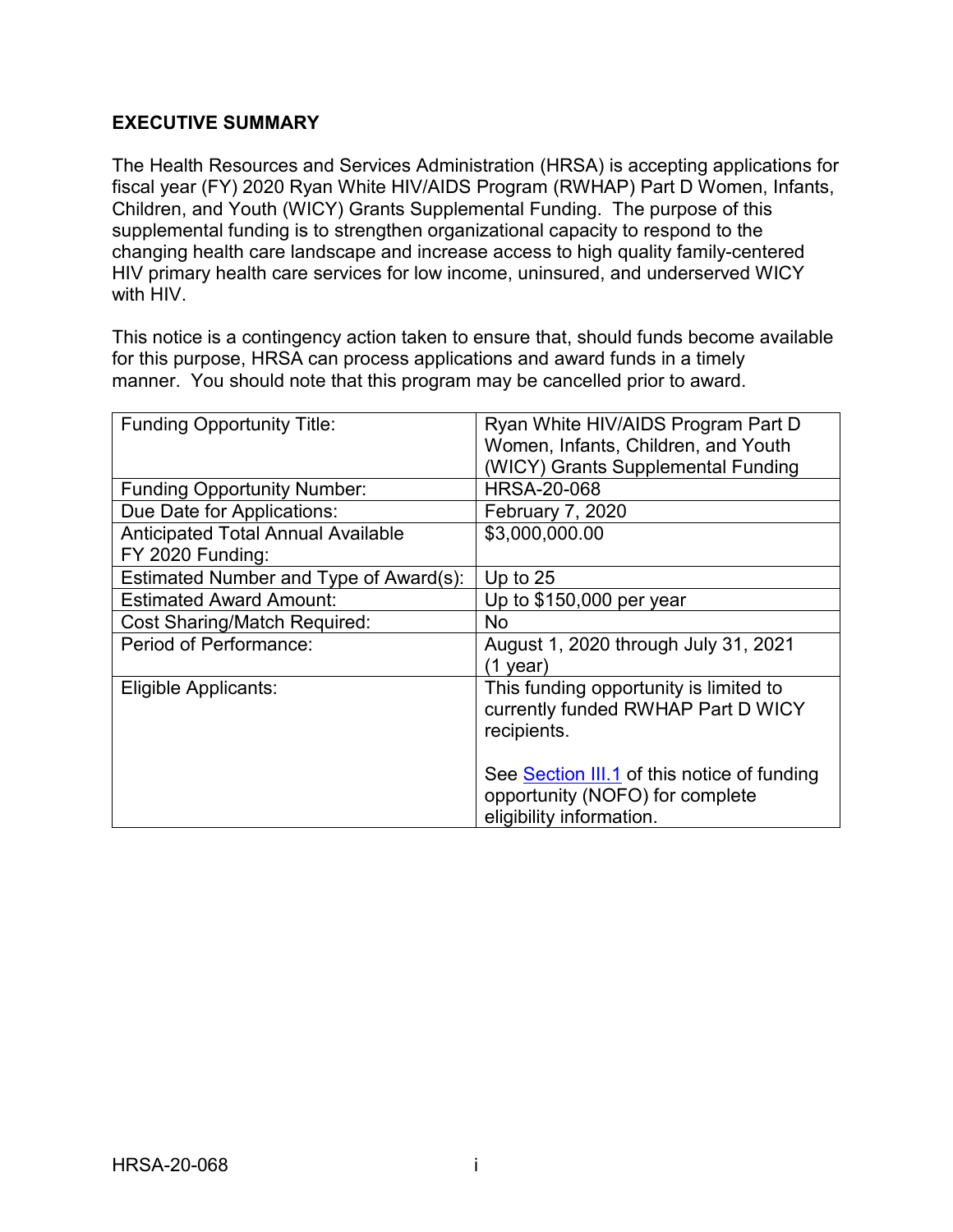## EXECUTIVE SUMMARY

The Health Resources and Services Administration (HRSA) is accepting applications for fiscal year (FY) 2020 Ryan White HIV/AIDS Program (RWHAP) Part D Women, Infants, Children, and Youth (WICY) Grants Supplemental Funding. The purpose of this supplemental funding is to strengthen organizational capacity to respond to the changing health care landscape and increase access to high quality family-centered HIV primary health care services for low income, uninsured, and underserved WICY with HIV.

This notice is a contingency action taken to ensure that, should funds become available for this purpose, HRSA can process applications and award funds in a timely manner. You should note that this program may be cancelled prior to award.

| Funding Opportunity Title: | Ryan White HIV/AIDS Program Part D Women, Infants, Children, and Youth (WICY) Grants Supplemental Funding |
|---|---|
| Funding Opportunity Number: | HRSA-20-068 |
| Due Date for Applications: | February 7, 2020 |
| Anticipated Total Annual Available FY 2020 Funding: | $3,000,000.00 |
| Estimated Number and Type of Award(s): | Up to 25 |
| Estimated Award Amount: | Up to $150,000 per year |
| Cost Sharing/Match Required: | No |
| Period of Performance: | August 1, 2020 through July 31, 2021 (1 year) |
| Eligible Applicants: | This funding opportunity is limited to currently funded RWHAP Part D WICY recipients.<br><br>See Section III.1 of this notice of funding opportunity (NOFO) for complete eligibility information. |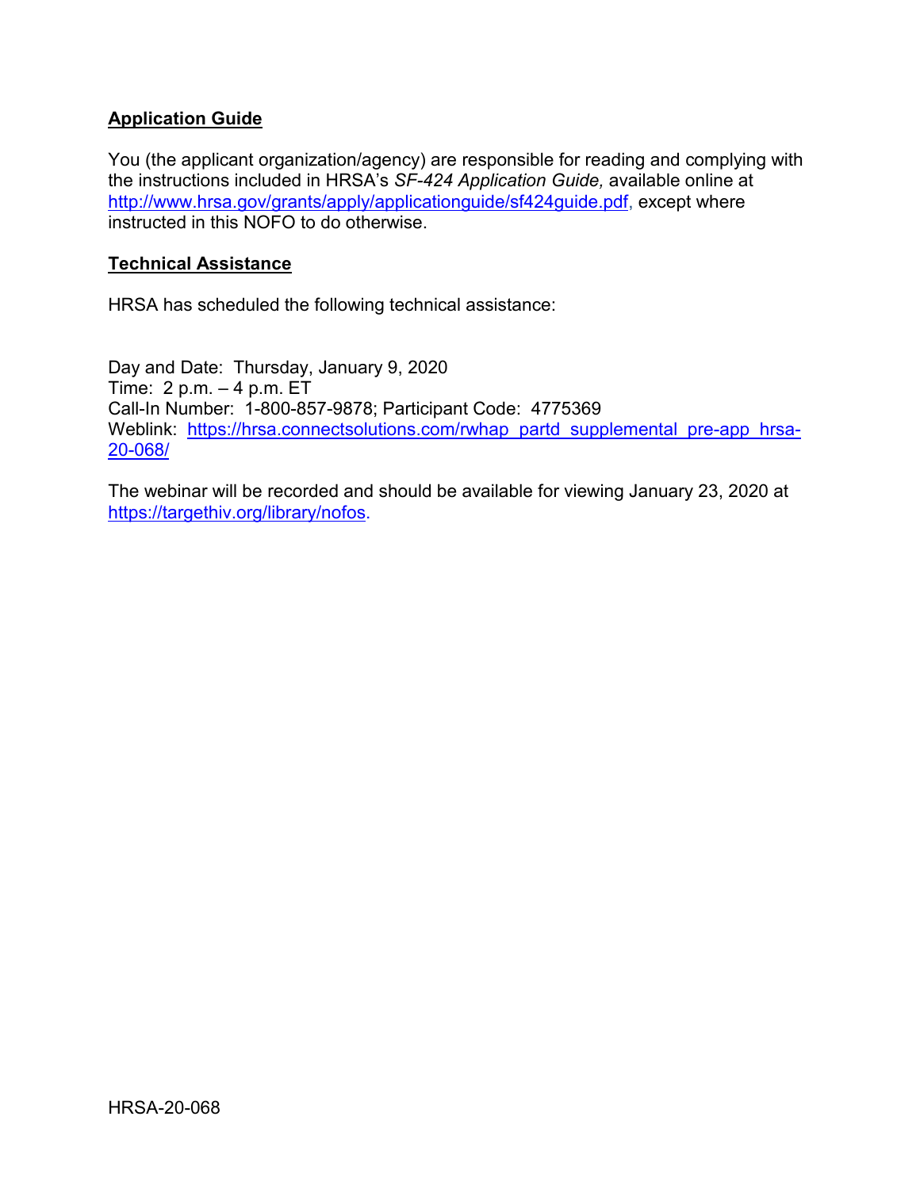**Application Guide**

You (the applicant organization/agency) are responsible for reading and complying with the instructions included in HRSA's *SF-424 Application Guide,* available online at http://www.hrsa.gov/grants/apply/applicationguide/sf424guide.pdf, except where instructed in this NOFO to do otherwise.

**Technical Assistance**

HRSA has scheduled the following technical assistance:

Day and Date: Thursday, January 9, 2020
Time: 2 p.m. – 4 p.m. ET
Call-In Number: 1-800-857-9878; Participant Code: 4775369
Weblink: https://hrsa.connectsolutions.com/rwhap_partd_supplemental_pre-app_hrsa-20-068/

The webinar will be recorded and should be available for viewing January 23, 2020 at https://targethiv.org/library/nofos.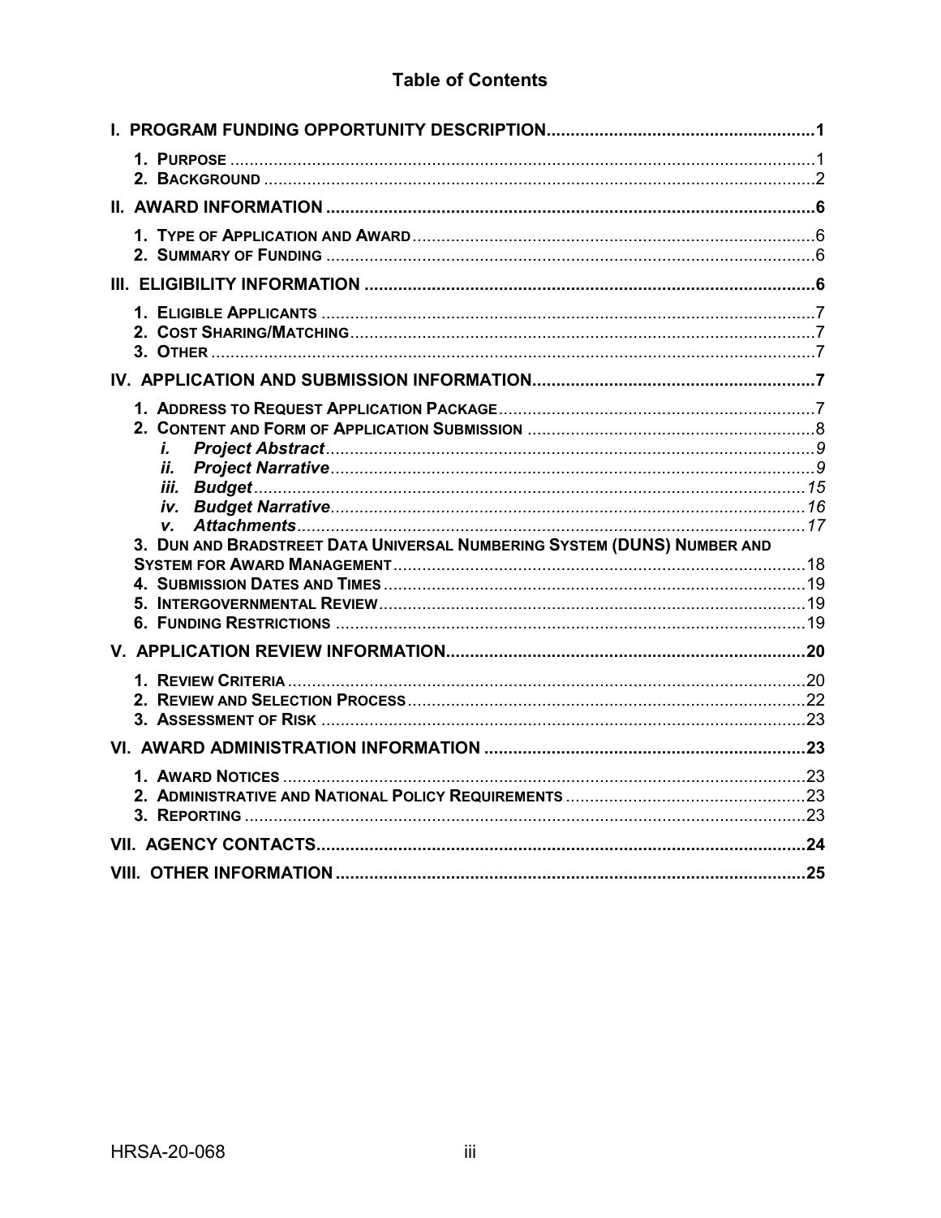## Table of Contents

| | |
|---|---|
| **I. PROGRAM FUNDING OPPORTUNITY DESCRIPTION** | **1** |
| 1. PURPOSE | 1 |
| 2. BACKGROUND | 2 |
| **II. AWARD INFORMATION** | **6** |
| 1. TYPE OF APPLICATION AND AWARD | 6 |
| 2. SUMMARY OF FUNDING | 6 |
| **III. ELIGIBILITY INFORMATION** | **6** |
| 1. ELIGIBLE APPLICANTS | 7 |
| 2. COST SHARING/MATCHING | 7 |
| 3. OTHER | 7 |
| **IV. APPLICATION AND SUBMISSION INFORMATION** | **7** |
| 1. ADDRESS TO REQUEST APPLICATION PACKAGE | 7 |
| 2. CONTENT AND FORM OF APPLICATION SUBMISSION | 8 |
| *i. Project Abstract* | *9* |
| *ii. Project Narrative* | *9* |
| *iii. Budget* | *15* |
| *iv. Budget Narrative* | *16* |
| *v. Attachments* | *17* |
| 3. DUN AND BRADSTREET DATA UNIVERSAL NUMBERING SYSTEM (DUNS) NUMBER AND SYSTEM FOR AWARD MANAGEMENT | 18 |
| 4. SUBMISSION DATES AND TIMES | 19 |
| 5. INTERGOVERNMENTAL REVIEW | 19 |
| 6. FUNDING RESTRICTIONS | 19 |
| **V. APPLICATION REVIEW INFORMATION** | **20** |
| 1. REVIEW CRITERIA | 20 |
| 2. REVIEW AND SELECTION PROCESS | 22 |
| 3. ASSESSMENT OF RISK | 23 |
| **VI. AWARD ADMINISTRATION INFORMATION** | **23** |
| 1. AWARD NOTICES | 23 |
| 2. ADMINISTRATIVE AND NATIONAL POLICY REQUIREMENTS | 23 |
| 3. REPORTING | 23 |
| **VII. AGENCY CONTACTS** | **24** |
| **VIII. OTHER INFORMATION** | **25** |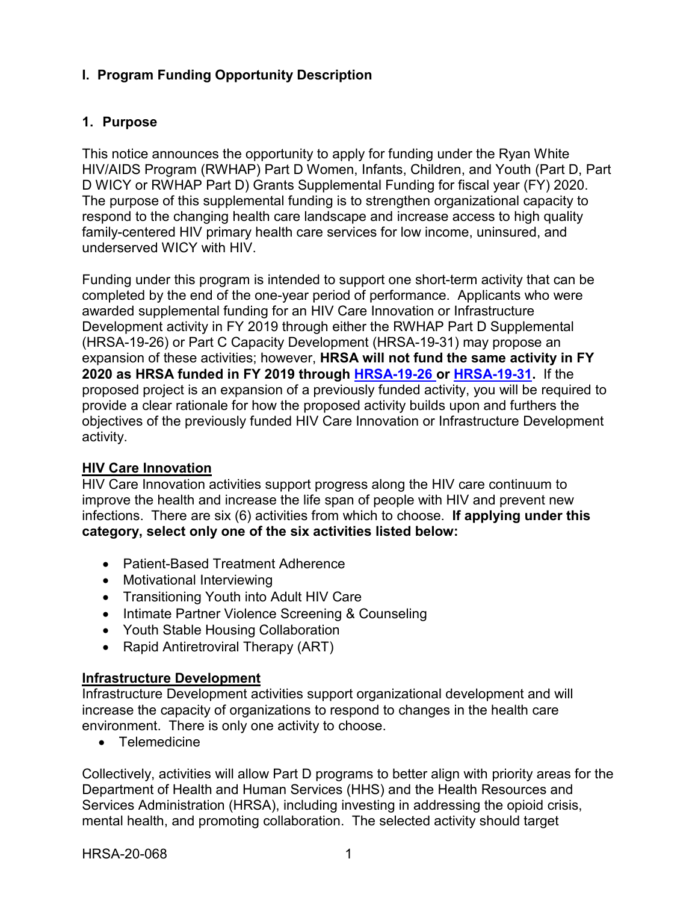## I. Program Funding Opportunity Description

### 1. Purpose

This notice announces the opportunity to apply for funding under the Ryan White HIV/AIDS Program (RWHAP) Part D Women, Infants, Children, and Youth (Part D, Part D WICY or RWHAP Part D) Grants Supplemental Funding for fiscal year (FY) 2020. The purpose of this supplemental funding is to strengthen organizational capacity to respond to the changing health care landscape and increase access to high quality family-centered HIV primary health care services for low income, uninsured, and underserved WICY with HIV.

Funding under this program is intended to support one short-term activity that can be completed by the end of the one-year period of performance. Applicants who were awarded supplemental funding for an HIV Care Innovation or Infrastructure Development activity in FY 2019 through either the RWHAP Part D Supplemental (HRSA-19-26) or Part C Capacity Development (HRSA-19-31) may propose an expansion of these activities; however, **HRSA will not fund the same activity in FY 2020 as HRSA funded in FY 2019 through HRSA-19-26 or HRSA-19-31.** If the proposed project is an expansion of a previously funded activity, you will be required to provide a clear rationale for how the proposed activity builds upon and furthers the objectives of the previously funded HIV Care Innovation or Infrastructure Development activity.

**HIV Care Innovation**

HIV Care Innovation activities support progress along the HIV care continuum to improve the health and increase the life span of people with HIV and prevent new infections. There are six (6) activities from which to choose. **If applying under this category, select only one of the six activities listed below:**

- Patient-Based Treatment Adherence
- Motivational Interviewing
- Transitioning Youth into Adult HIV Care
- Intimate Partner Violence Screening & Counseling
- Youth Stable Housing Collaboration
- Rapid Antiretroviral Therapy (ART)

**Infrastructure Development**

Infrastructure Development activities support organizational development and will increase the capacity of organizations to respond to changes in the health care environment. There is only one activity to choose.

- Telemedicine

Collectively, activities will allow Part D programs to better align with priority areas for the Department of Health and Human Services (HHS) and the Health Resources and Services Administration (HRSA), including investing in addressing the opioid crisis, mental health, and promoting collaboration. The selected activity should target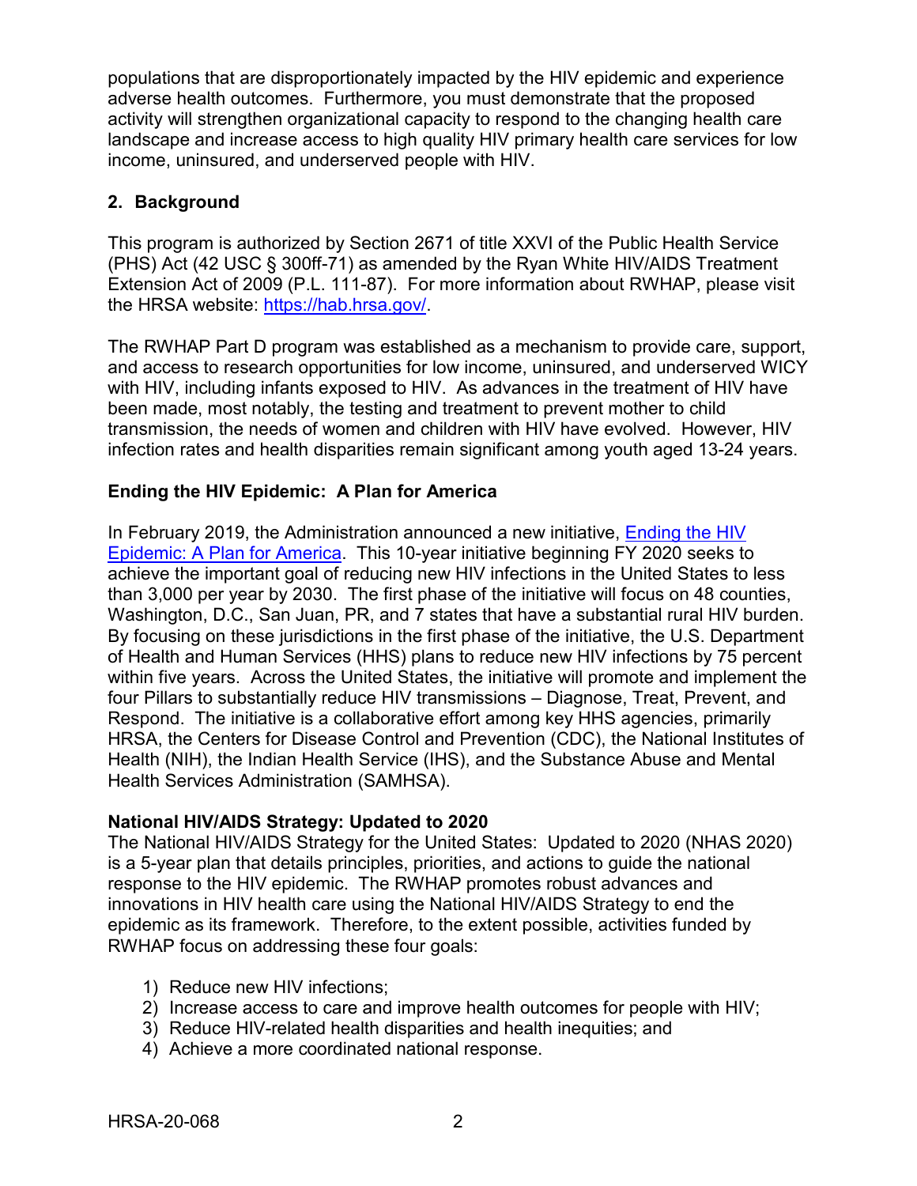populations that are disproportionately impacted by the HIV epidemic and experience adverse health outcomes. Furthermore, you must demonstrate that the proposed activity will strengthen organizational capacity to respond to the changing health care landscape and increase access to high quality HIV primary health care services for low income, uninsured, and underserved people with HIV.

## 2. Background

This program is authorized by Section 2671 of title XXVI of the Public Health Service (PHS) Act (42 USC § 300ff-71) as amended by the Ryan White HIV/AIDS Treatment Extension Act of 2009 (P.L. 111-87). For more information about RWHAP, please visit the HRSA website: [https://hab.hrsa.gov/](https://hab.hrsa.gov/).

The RWHAP Part D program was established as a mechanism to provide care, support, and access to research opportunities for low income, uninsured, and underserved WICY with HIV, including infants exposed to HIV. As advances in the treatment of HIV have been made, most notably, the testing and treatment to prevent mother to child transmission, the needs of women and children with HIV have evolved. However, HIV infection rates and health disparities remain significant among youth aged 13-24 years.

### Ending the HIV Epidemic: A Plan for America

In February 2019, the Administration announced a new initiative, [Ending the HIV Epidemic: A Plan for America](). This 10-year initiative beginning FY 2020 seeks to achieve the important goal of reducing new HIV infections in the United States to less than 3,000 per year by 2030. The first phase of the initiative will focus on 48 counties, Washington, D.C., San Juan, PR, and 7 states that have a substantial rural HIV burden. By focusing on these jurisdictions in the first phase of the initiative, the U.S. Department of Health and Human Services (HHS) plans to reduce new HIV infections by 75 percent within five years. Across the United States, the initiative will promote and implement the four Pillars to substantially reduce HIV transmissions – Diagnose, Treat, Prevent, and Respond. The initiative is a collaborative effort among key HHS agencies, primarily HRSA, the Centers for Disease Control and Prevention (CDC), the National Institutes of Health (NIH), the Indian Health Service (IHS), and the Substance Abuse and Mental Health Services Administration (SAMHSA).

### National HIV/AIDS Strategy: Updated to 2020

The National HIV/AIDS Strategy for the United States: Updated to 2020 (NHAS 2020) is a 5-year plan that details principles, priorities, and actions to guide the national response to the HIV epidemic. The RWHAP promotes robust advances and innovations in HIV health care using the National HIV/AIDS Strategy to end the epidemic as its framework. Therefore, to the extent possible, activities funded by RWHAP focus on addressing these four goals:

1) Reduce new HIV infections;
2) Increase access to care and improve health outcomes for people with HIV;
3) Reduce HIV-related health disparities and health inequities; and
4) Achieve a more coordinated national response.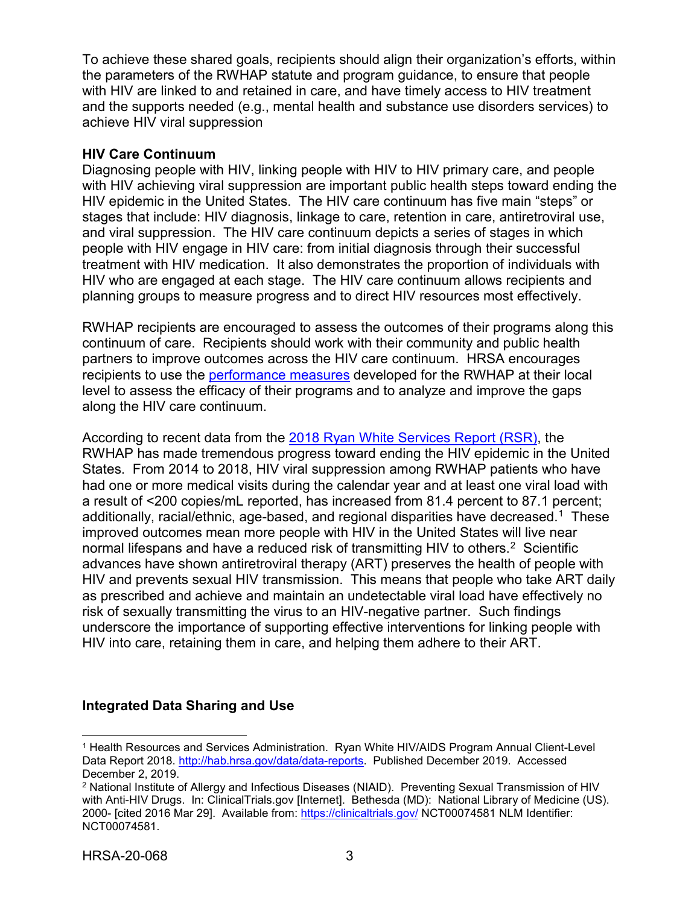To achieve these shared goals, recipients should align their organization's efforts, within the parameters of the RWHAP statute and program guidance, to ensure that people with HIV are linked to and retained in care, and have timely access to HIV treatment and the supports needed (e.g., mental health and substance use disorders services) to achieve HIV viral suppression

**HIV Care Continuum**

Diagnosing people with HIV, linking people with HIV to HIV primary care, and people with HIV achieving viral suppression are important public health steps toward ending the HIV epidemic in the United States. The HIV care continuum has five main "steps" or stages that include: HIV diagnosis, linkage to care, retention in care, antiretroviral use, and viral suppression. The HIV care continuum depicts a series of stages in which people with HIV engage in HIV care: from initial diagnosis through their successful treatment with HIV medication. It also demonstrates the proportion of individuals with HIV who are engaged at each stage. The HIV care continuum allows recipients and planning groups to measure progress and to direct HIV resources most effectively.

RWHAP recipients are encouraged to assess the outcomes of their programs along this continuum of care. Recipients should work with their community and public health partners to improve outcomes across the HIV care continuum. HRSA encourages recipients to use the [performance measures]() developed for the RWHAP at their local level to assess the efficacy of their programs and to analyze and improve the gaps along the HIV care continuum.

According to recent data from the [2018 Ryan White Services Report (RSR)](), the RWHAP has made tremendous progress toward ending the HIV epidemic in the United States. From 2014 to 2018, HIV viral suppression among RWHAP patients who have had one or more medical visits during the calendar year and at least one viral load with a result of <200 copies/mL reported, has increased from 81.4 percent to 87.1 percent; additionally, racial/ethnic, age-based, and regional disparities have decreased.[1] These improved outcomes mean more people with HIV in the United States will live near normal lifespans and have a reduced risk of transmitting HIV to others.[2] Scientific advances have shown antiretroviral therapy (ART) preserves the health of people with HIV and prevents sexual HIV transmission. This means that people who take ART daily as prescribed and achieve and maintain an undetectable viral load have effectively no risk of sexually transmitting the virus to an HIV-negative partner. Such findings underscore the importance of supporting effective interventions for linking people with HIV into care, retaining them in care, and helping them adhere to their ART.

**Integrated Data Sharing and Use**

---

[1] Health Resources and Services Administration. Ryan White HIV/AIDS Program Annual Client-Level Data Report 2018. http://hab.hrsa.gov/data/data-reports. Published December 2019. Accessed December 2, 2019.

[2] National Institute of Allergy and Infectious Diseases (NIAID). Preventing Sexual Transmission of HIV with Anti-HIV Drugs. In: ClinicalTrials.gov [Internet]. Bethesda (MD): National Library of Medicine (US). 2000- [cited 2016 Mar 29]. Available from: https://clinicaltrials.gov/ NCT00074581 NLM Identifier: NCT00074581.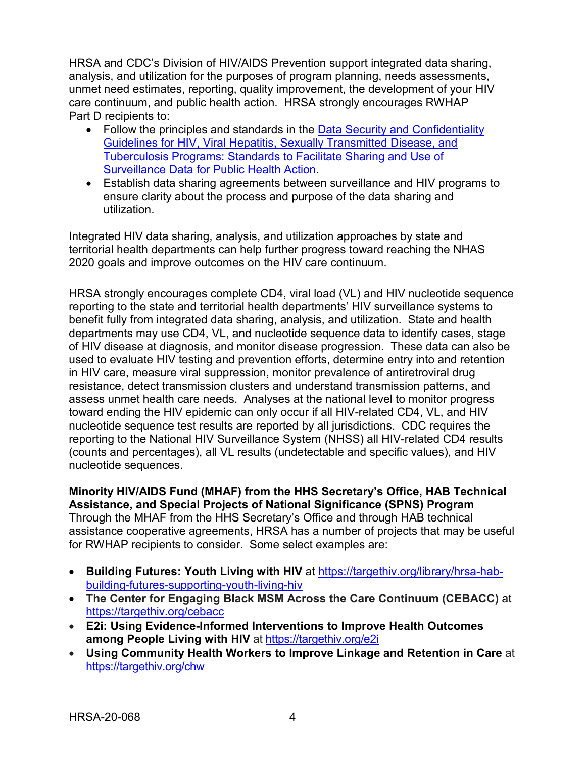HRSA and CDC's Division of HIV/AIDS Prevention support integrated data sharing, analysis, and utilization for the purposes of program planning, needs assessments, unmet need estimates, reporting, quality improvement, the development of your HIV care continuum, and public health action. HRSA strongly encourages RWHAP Part D recipients to:

- Follow the principles and standards in the [Data Security and Confidentiality Guidelines for HIV, Viral Hepatitis, Sexually Transmitted Disease, and Tuberculosis Programs: Standards to Facilitate Sharing and Use of Surveillance Data for Public Health Action.](#)
- Establish data sharing agreements between surveillance and HIV programs to ensure clarity about the process and purpose of the data sharing and utilization.

Integrated HIV data sharing, analysis, and utilization approaches by state and territorial health departments can help further progress toward reaching the NHAS 2020 goals and improve outcomes on the HIV care continuum.

HRSA strongly encourages complete CD4, viral load (VL) and HIV nucleotide sequence reporting to the state and territorial health departments' HIV surveillance systems to benefit fully from integrated data sharing, analysis, and utilization. State and health departments may use CD4, VL, and nucleotide sequence data to identify cases, stage of HIV disease at diagnosis, and monitor disease progression. These data can also be used to evaluate HIV testing and prevention efforts, determine entry into and retention in HIV care, measure viral suppression, monitor prevalence of antiretroviral drug resistance, detect transmission clusters and understand transmission patterns, and assess unmet health care needs. Analyses at the national level to monitor progress toward ending the HIV epidemic can only occur if all HIV-related CD4, VL, and HIV nucleotide sequence test results are reported by all jurisdictions. CDC requires the reporting to the National HIV Surveillance System (NHSS) all HIV-related CD4 results (counts and percentages), all VL results (undetectable and specific values), and HIV nucleotide sequences.

**Minority HIV/AIDS Fund (MHAF) from the HHS Secretary's Office, HAB Technical Assistance, and Special Projects of National Significance (SPNS) Program**
Through the MHAF from the HHS Secretary's Office and through HAB technical assistance cooperative agreements, HRSA has a number of projects that may be useful for RWHAP recipients to consider. Some select examples are:

- **Building Futures: Youth Living with HIV** at https://targethiv.org/library/hrsa-hab-building-futures-supporting-youth-living-hiv
- **The Center for Engaging Black MSM Across the Care Continuum (CEBACC)** at https://targethiv.org/cebacc
- **E2i: Using Evidence-Informed Interventions to Improve Health Outcomes among People Living with HIV** at https://targethiv.org/e2i
- **Using Community Health Workers to Improve Linkage and Retention in Care** at https://targethiv.org/chw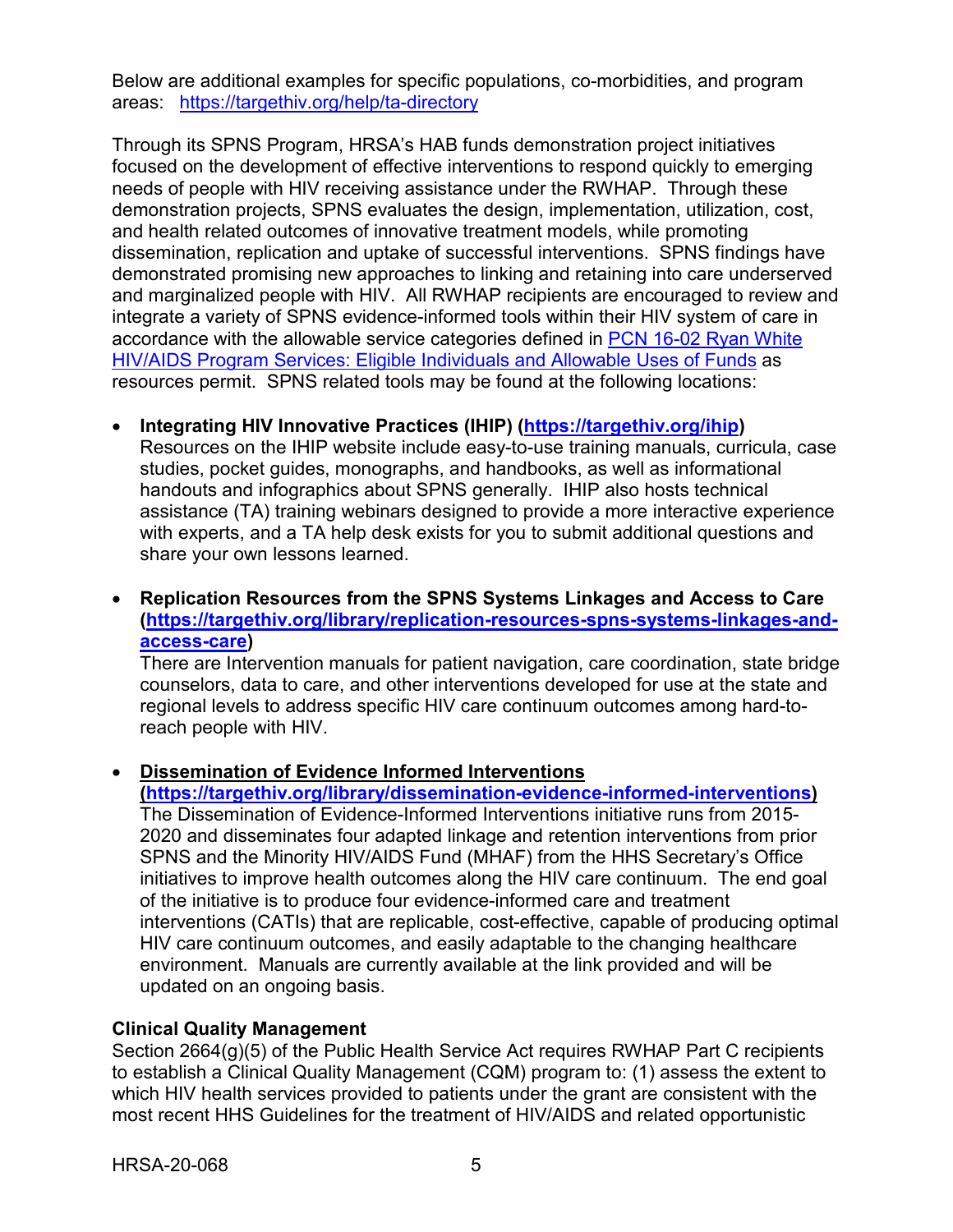Below are additional examples for specific populations, co-morbidities, and program areas: [https://targethiv.org/help/ta-directory](https://targethiv.org/help/ta-directory)

Through its SPNS Program, HRSA's HAB funds demonstration project initiatives focused on the development of effective interventions to respond quickly to emerging needs of people with HIV receiving assistance under the RWHAP. Through these demonstration projects, SPNS evaluates the design, implementation, utilization, cost, and health related outcomes of innovative treatment models, while promoting dissemination, replication and uptake of successful interventions. SPNS findings have demonstrated promising new approaches to linking and retaining into care underserved and marginalized people with HIV. All RWHAP recipients are encouraged to review and integrate a variety of SPNS evidence-informed tools within their HIV system of care in accordance with the allowable service categories defined in [PCN 16-02 Ryan White HIV/AIDS Program Services: Eligible Individuals and Allowable Uses of Funds]() as resources permit. SPNS related tools may be found at the following locations:

- **Integrating HIV Innovative Practices (IHIP) ([https://targethiv.org/ihip](https://targethiv.org/ihip))**
  Resources on the IHIP website include easy-to-use training manuals, curricula, case studies, pocket guides, monographs, and handbooks, as well as informational handouts and infographics about SPNS generally. IHIP also hosts technical assistance (TA) training webinars designed to provide a more interactive experience with experts, and a TA help desk exists for you to submit additional questions and share your own lessons learned.

- **Replication Resources from the SPNS Systems Linkages and Access to Care ([https://targethiv.org/library/replication-resources-spns-systems-linkages-and-access-care](https://targethiv.org/library/replication-resources-spns-systems-linkages-and-access-care))**
  There are Intervention manuals for patient navigation, care coordination, state bridge counselors, data to care, and other interventions developed for use at the state and regional levels to address specific HIV care continuum outcomes among hard-to-reach people with HIV.

- **Dissemination of Evidence Informed Interventions ([https://targethiv.org/library/dissemination-evidence-informed-interventions](https://targethiv.org/library/dissemination-evidence-informed-interventions))**
  The Dissemination of Evidence-Informed Interventions initiative runs from 2015-2020 and disseminates four adapted linkage and retention interventions from prior SPNS and the Minority HIV/AIDS Fund (MHAF) from the HHS Secretary's Office initiatives to improve health outcomes along the HIV care continuum. The end goal of the initiative is to produce four evidence-informed care and treatment interventions (CATIs) that are replicable, cost-effective, capable of producing optimal HIV care continuum outcomes, and easily adaptable to the changing healthcare environment. Manuals are currently available at the link provided and will be updated on an ongoing basis.

**Clinical Quality Management**

Section 2664(g)(5) of the Public Health Service Act requires RWHAP Part C recipients to establish a Clinical Quality Management (CQM) program to: (1) assess the extent to which HIV health services provided to patients under the grant are consistent with the most recent HHS Guidelines for the treatment of HIV/AIDS and related opportunistic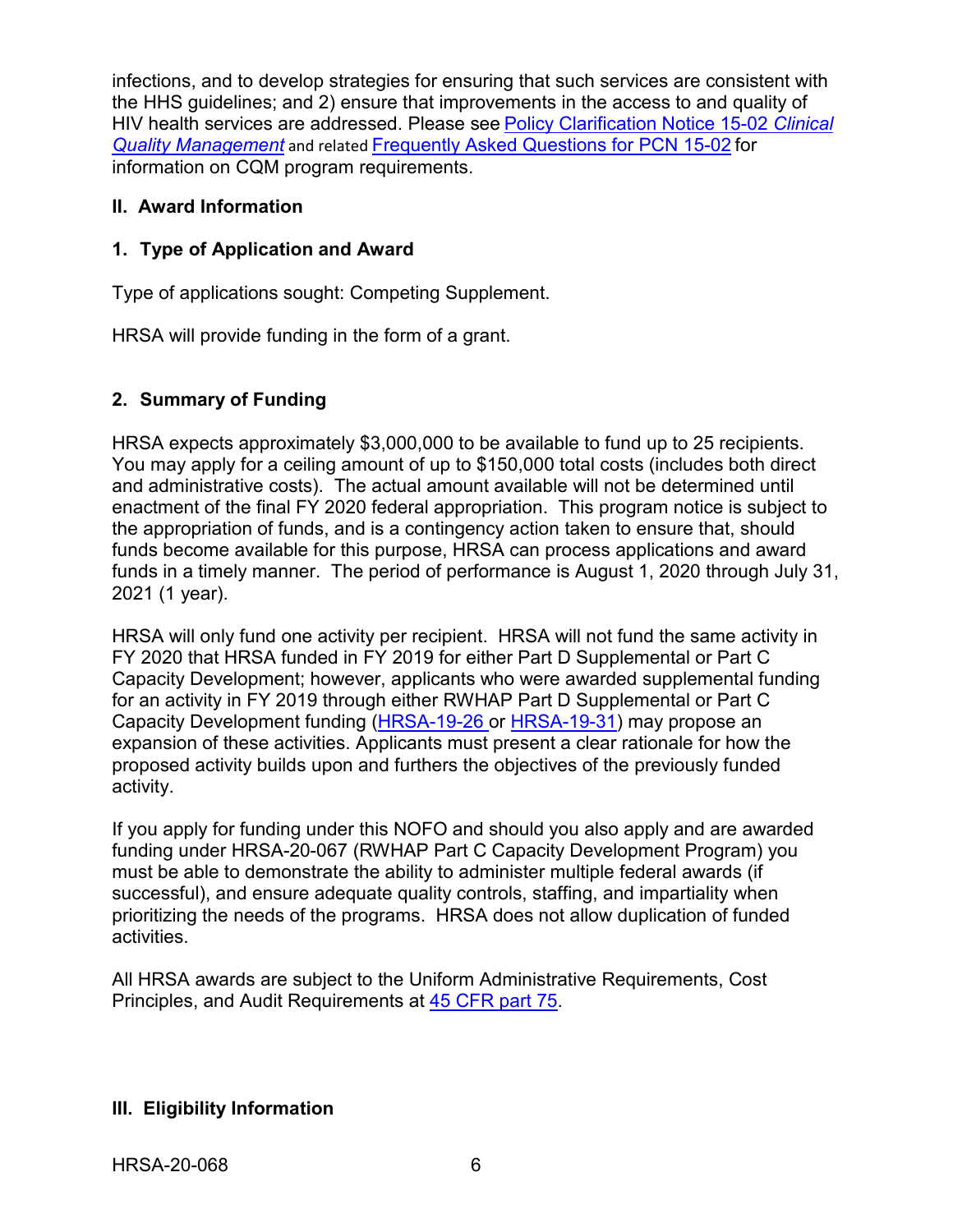infections, and to develop strategies for ensuring that such services are consistent with the HHS guidelines; and 2) ensure that improvements in the access to and quality of HIV health services are addressed. Please see Policy Clarification Notice 15-02 *Clinical Quality Management* and related Frequently Asked Questions for PCN 15-02 for information on CQM program requirements.

## II. Award Information

### 1. Type of Application and Award

Type of applications sought: Competing Supplement.

HRSA will provide funding in the form of a grant.

### 2. Summary of Funding

HRSA expects approximately $3,000,000 to be available to fund up to 25 recipients. You may apply for a ceiling amount of up to $150,000 total costs (includes both direct and administrative costs). The actual amount available will not be determined until enactment of the final FY 2020 federal appropriation. This program notice is subject to the appropriation of funds, and is a contingency action taken to ensure that, should funds become available for this purpose, HRSA can process applications and award funds in a timely manner. The period of performance is August 1, 2020 through July 31, 2021 (1 year).

HRSA will only fund one activity per recipient. HRSA will not fund the same activity in FY 2020 that HRSA funded in FY 2019 for either Part D Supplemental or Part C Capacity Development; however, applicants who were awarded supplemental funding for an activity in FY 2019 through either RWHAP Part D Supplemental or Part C Capacity Development funding (HRSA-19-26 or HRSA-19-31) may propose an expansion of these activities. Applicants must present a clear rationale for how the proposed activity builds upon and furthers the objectives of the previously funded activity.

If you apply for funding under this NOFO and should you also apply and are awarded funding under HRSA-20-067 (RWHAP Part C Capacity Development Program) you must be able to demonstrate the ability to administer multiple federal awards (if successful), and ensure adequate quality controls, staffing, and impartiality when prioritizing the needs of the programs. HRSA does not allow duplication of funded activities.

All HRSA awards are subject to the Uniform Administrative Requirements, Cost Principles, and Audit Requirements at 45 CFR part 75.

## III. Eligibility Information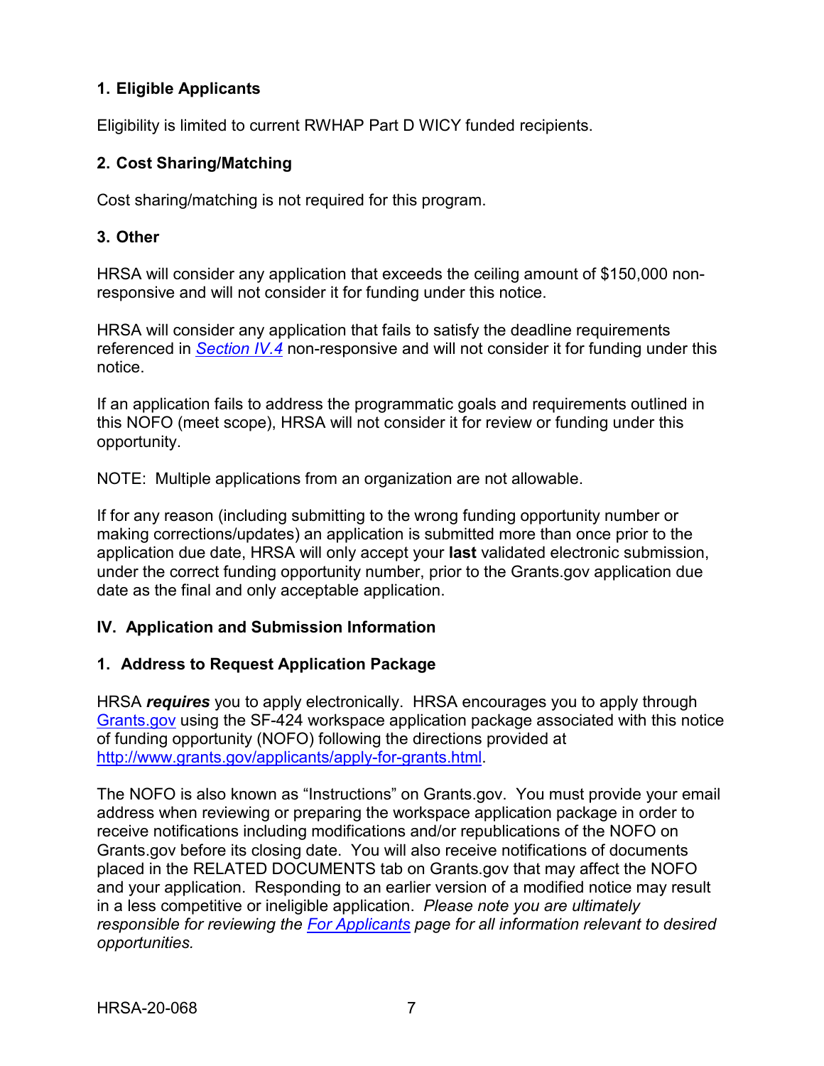### 1. Eligible Applicants

Eligibility is limited to current RWHAP Part D WICY funded recipients.

### 2. Cost Sharing/Matching

Cost sharing/matching is not required for this program.

### 3. Other

HRSA will consider any application that exceeds the ceiling amount of $150,000 non-responsive and will not consider it for funding under this notice.

HRSA will consider any application that fails to satisfy the deadline requirements referenced in *Section IV.4* non-responsive and will not consider it for funding under this notice.

If an application fails to address the programmatic goals and requirements outlined in this NOFO (meet scope), HRSA will not consider it for review or funding under this opportunity.

NOTE: Multiple applications from an organization are not allowable.

If for any reason (including submitting to the wrong funding opportunity number or making corrections/updates) an application is submitted more than once prior to the application due date, HRSA will only accept your **last** validated electronic submission, under the correct funding opportunity number, prior to the Grants.gov application due date as the final and only acceptable application.

## IV. Application and Submission Information

### 1. Address to Request Application Package

HRSA ***requires*** you to apply electronically. HRSA encourages you to apply through Grants.gov using the SF-424 workspace application package associated with this notice of funding opportunity (NOFO) following the directions provided at http://www.grants.gov/applicants/apply-for-grants.html.

The NOFO is also known as "Instructions" on Grants.gov. You must provide your email address when reviewing or preparing the workspace application package in order to receive notifications including modifications and/or republications of the NOFO on Grants.gov before its closing date. You will also receive notifications of documents placed in the RELATED DOCUMENTS tab on Grants.gov that may affect the NOFO and your application. Responding to an earlier version of a modified notice may result in a less competitive or ineligible application. *Please note you are ultimately responsible for reviewing the For Applicants page for all information relevant to desired opportunities.*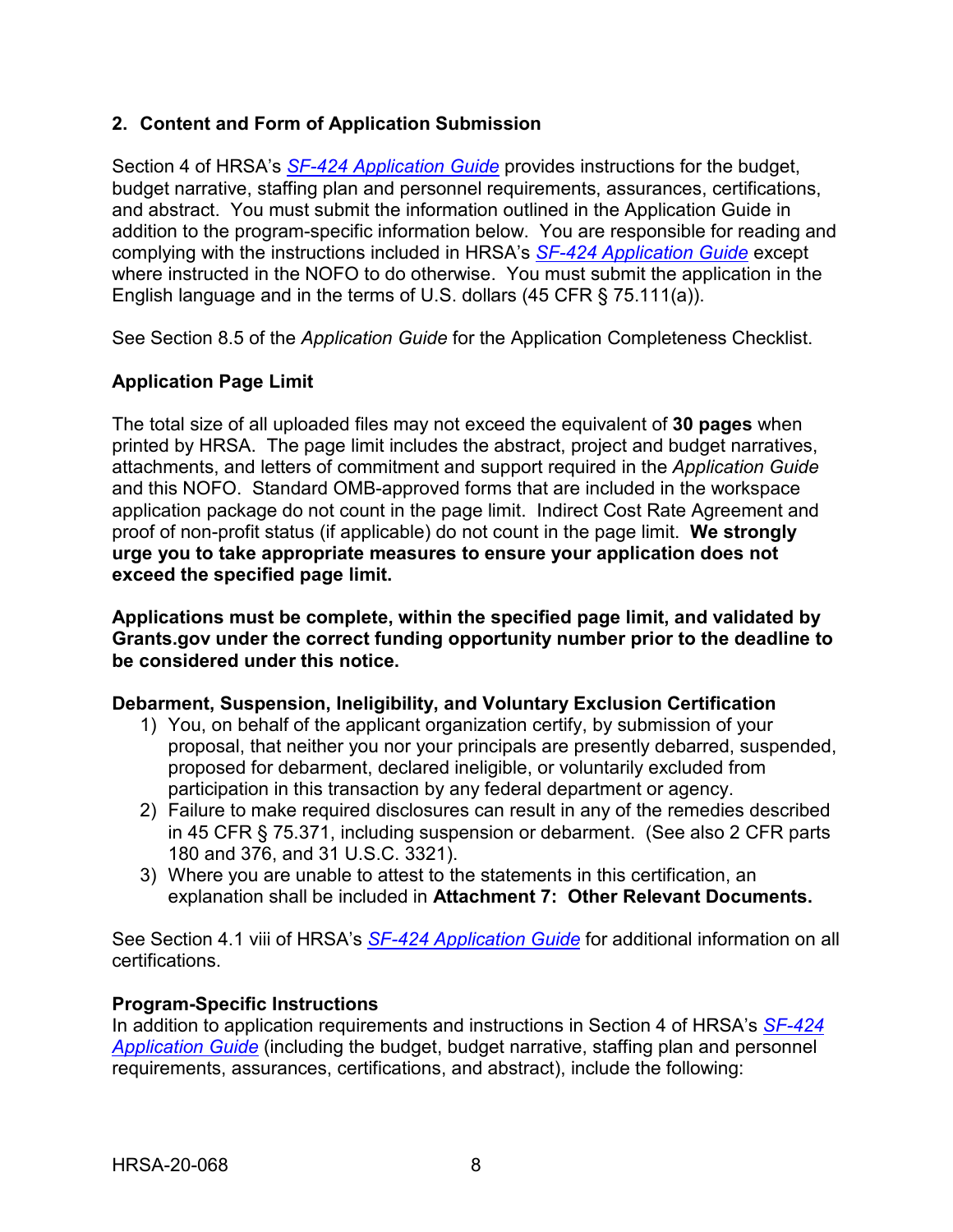## 2. Content and Form of Application Submission

Section 4 of HRSA's *SF-424 Application Guide* provides instructions for the budget, budget narrative, staffing plan and personnel requirements, assurances, certifications, and abstract. You must submit the information outlined in the Application Guide in addition to the program-specific information below. You are responsible for reading and complying with the instructions included in HRSA's *SF-424 Application Guide* except where instructed in the NOFO to do otherwise. You must submit the application in the English language and in the terms of U.S. dollars (45 CFR § 75.111(a)).

See Section 8.5 of the *Application Guide* for the Application Completeness Checklist.

### Application Page Limit

The total size of all uploaded files may not exceed the equivalent of **30 pages** when printed by HRSA. The page limit includes the abstract, project and budget narratives, attachments, and letters of commitment and support required in the *Application Guide* and this NOFO. Standard OMB-approved forms that are included in the workspace application package do not count in the page limit. Indirect Cost Rate Agreement and proof of non-profit status (if applicable) do not count in the page limit. **We strongly urge you to take appropriate measures to ensure your application does not exceed the specified page limit.**

**Applications must be complete, within the specified page limit, and validated by Grants.gov under the correct funding opportunity number prior to the deadline to be considered under this notice.**

### Debarment, Suspension, Ineligibility, and Voluntary Exclusion Certification

1) You, on behalf of the applicant organization certify, by submission of your proposal, that neither you nor your principals are presently debarred, suspended, proposed for debarment, declared ineligible, or voluntarily excluded from participation in this transaction by any federal department or agency.
2) Failure to make required disclosures can result in any of the remedies described in 45 CFR § 75.371, including suspension or debarment. (See also 2 CFR parts 180 and 376, and 31 U.S.C. 3321).
3) Where you are unable to attest to the statements in this certification, an explanation shall be included in **Attachment 7: Other Relevant Documents.**

See Section 4.1 viii of HRSA's *SF-424 Application Guide* for additional information on all certifications.

### Program-Specific Instructions

In addition to application requirements and instructions in Section 4 of HRSA's *SF-424 Application Guide* (including the budget, budget narrative, staffing plan and personnel requirements, assurances, certifications, and abstract), include the following: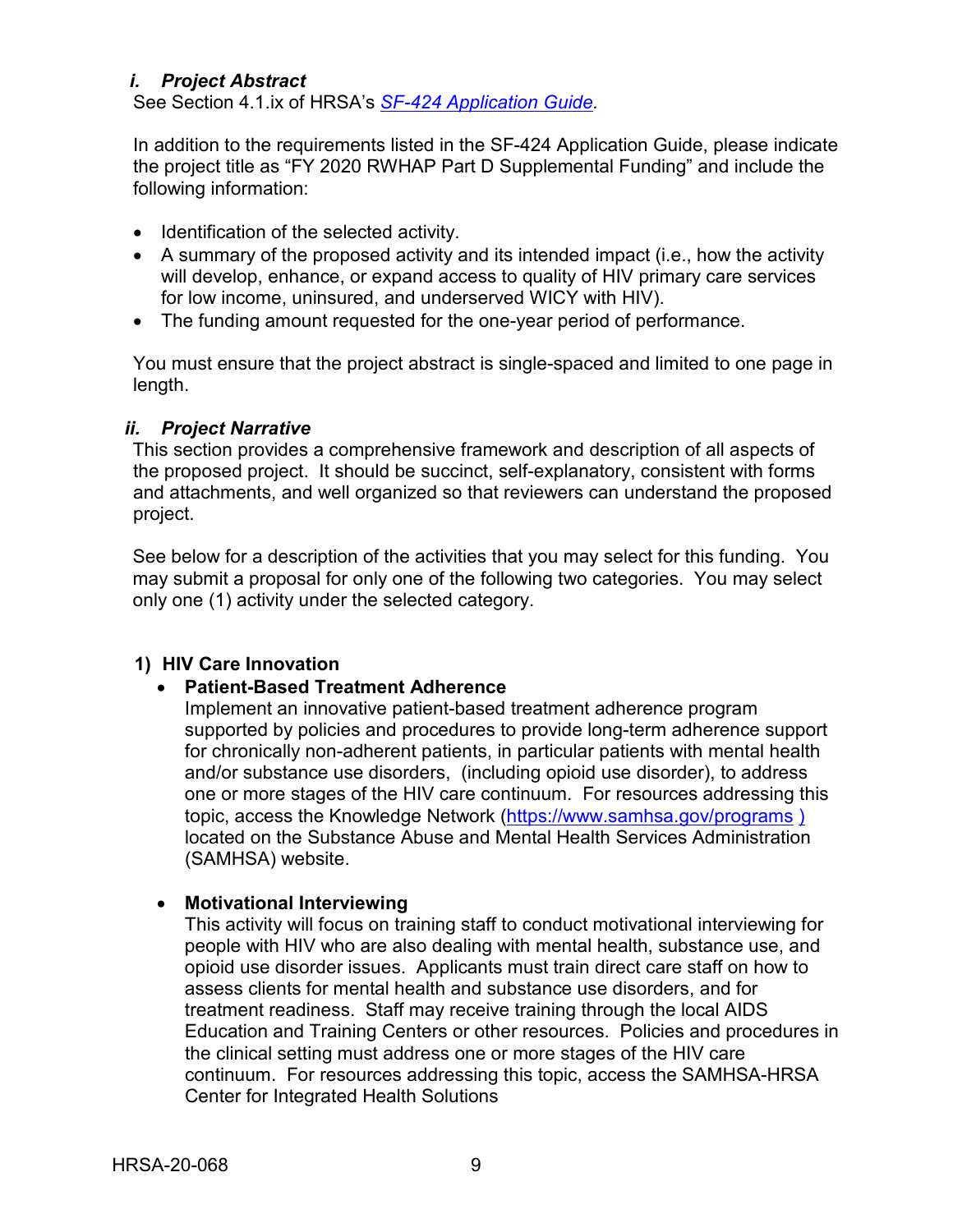### *i. Project Abstract*

See Section 4.1.ix of HRSA's [*SF-424 Application Guide*](#).

In addition to the requirements listed in the SF-424 Application Guide, please indicate the project title as "FY 2020 RWHAP Part D Supplemental Funding" and include the following information:

- Identification of the selected activity.
- A summary of the proposed activity and its intended impact (i.e., how the activity will develop, enhance, or expand access to quality of HIV primary care services for low income, uninsured, and underserved WICY with HIV).
- The funding amount requested for the one-year period of performance.

You must ensure that the project abstract is single-spaced and limited to one page in length.

### *ii. Project Narrative*

This section provides a comprehensive framework and description of all aspects of the proposed project. It should be succinct, self-explanatory, consistent with forms and attachments, and well organized so that reviewers can understand the proposed project.

See below for a description of the activities that you may select for this funding. You may submit a proposal for only one of the following two categories. You may select only one (1) activity under the selected category.

**1) HIV Care Innovation**

- **Patient-Based Treatment Adherence**
  Implement an innovative patient-based treatment adherence program supported by policies and procedures to provide long-term adherence support for chronically non-adherent patients, in particular patients with mental health and/or substance use disorders, (including opioid use disorder), to address one or more stages of the HIV care continuum. For resources addressing this topic, access the Knowledge Network ([https://www.samhsa.gov/programs )](https://www.samhsa.gov/programs) located on the Substance Abuse and Mental Health Services Administration (SAMHSA) website.

- **Motivational Interviewing**
  This activity will focus on training staff to conduct motivational interviewing for people with HIV who are also dealing with mental health, substance use, and opioid use disorder issues. Applicants must train direct care staff on how to assess clients for mental health and substance use disorders, and for treatment readiness. Staff may receive training through the local AIDS Education and Training Centers or other resources. Policies and procedures in the clinical setting must address one or more stages of the HIV care continuum. For resources addressing this topic, access the SAMHSA-HRSA Center for Integrated Health Solutions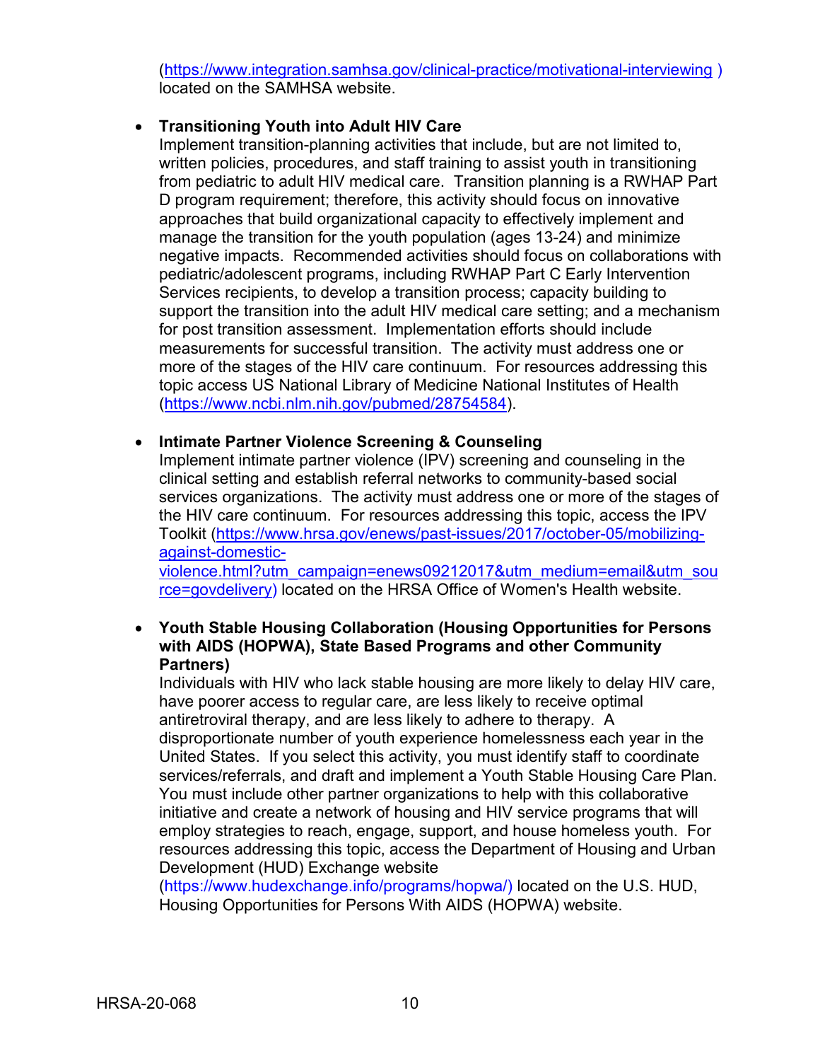(https://www.integration.samhsa.gov/clinical-practice/motivational-interviewing ) located on the SAMHSA website.

- **Transitioning Youth into Adult HIV Care**
  Implement transition-planning activities that include, but are not limited to, written policies, procedures, and staff training to assist youth in transitioning from pediatric to adult HIV medical care. Transition planning is a RWHAP Part D program requirement; therefore, this activity should focus on innovative approaches that build organizational capacity to effectively implement and manage the transition for the youth population (ages 13-24) and minimize negative impacts. Recommended activities should focus on collaborations with pediatric/adolescent programs, including RWHAP Part C Early Intervention Services recipients, to develop a transition process; capacity building to support the transition into the adult HIV medical care setting; and a mechanism for post transition assessment. Implementation efforts should include measurements for successful transition. The activity must address one or more of the stages of the HIV care continuum. For resources addressing this topic access US National Library of Medicine National Institutes of Health (https://www.ncbi.nlm.nih.gov/pubmed/28754584).

- **Intimate Partner Violence Screening & Counseling**
  Implement intimate partner violence (IPV) screening and counseling in the clinical setting and establish referral networks to community-based social services organizations. The activity must address one or more of the stages of the HIV care continuum. For resources addressing this topic, access the IPV Toolkit (https://www.hrsa.gov/enews/past-issues/2017/october-05/mobilizing-against-domestic-violence.html?utm_campaign=enews09212017&utm_medium=email&utm_source=govdelivery) located on the HRSA Office of Women's Health website.

- **Youth Stable Housing Collaboration (Housing Opportunities for Persons with AIDS (HOPWA), State Based Programs and other Community Partners)**
  Individuals with HIV who lack stable housing are more likely to delay HIV care, have poorer access to regular care, are less likely to receive optimal antiretroviral therapy, and are less likely to adhere to therapy. A disproportionate number of youth experience homelessness each year in the United States. If you select this activity, you must identify staff to coordinate services/referrals, and draft and implement a Youth Stable Housing Care Plan. You must include other partner organizations to help with this collaborative initiative and create a network of housing and HIV service programs that will employ strategies to reach, engage, support, and house homeless youth. For resources addressing this topic, access the Department of Housing and Urban Development (HUD) Exchange website (https://www.hudexchange.info/programs/hopwa/) located on the U.S. HUD, Housing Opportunities for Persons With AIDS (HOPWA) website.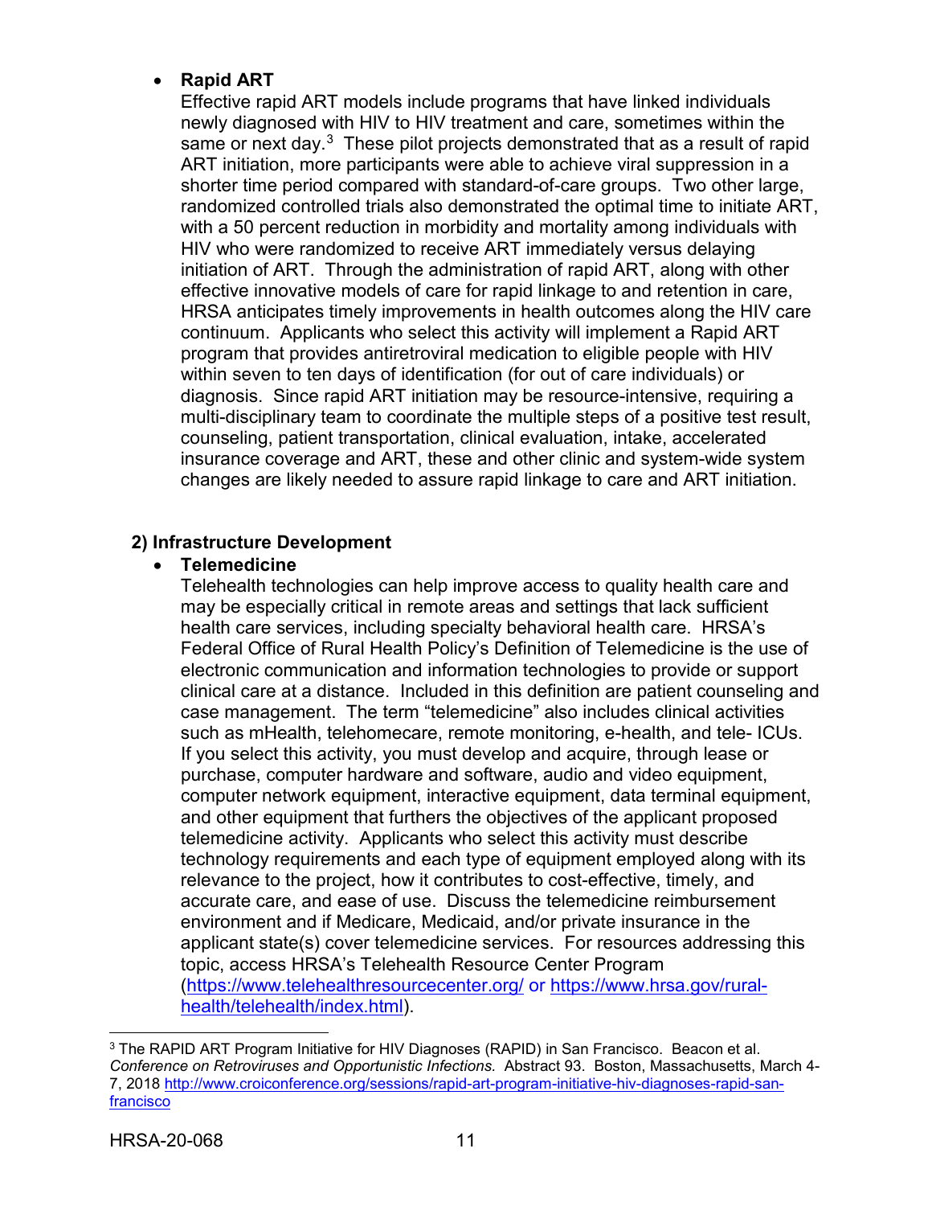- **Rapid ART**

  Effective rapid ART models include programs that have linked individuals newly diagnosed with HIV to HIV treatment and care, sometimes within the same or next day.[3] These pilot projects demonstrated that as a result of rapid ART initiation, more participants were able to achieve viral suppression in a shorter time period compared with standard-of-care groups. Two other large, randomized controlled trials also demonstrated the optimal time to initiate ART, with a 50 percent reduction in morbidity and mortality among individuals with HIV who were randomized to receive ART immediately versus delaying initiation of ART. Through the administration of rapid ART, along with other effective innovative models of care for rapid linkage to and retention in care, HRSA anticipates timely improvements in health outcomes along the HIV care continuum. Applicants who select this activity will implement a Rapid ART program that provides antiretroviral medication to eligible people with HIV within seven to ten days of identification (for out of care individuals) or diagnosis. Since rapid ART initiation may be resource-intensive, requiring a multi-disciplinary team to coordinate the multiple steps of a positive test result, counseling, patient transportation, clinical evaluation, intake, accelerated insurance coverage and ART, these and other clinic and system-wide system changes are likely needed to assure rapid linkage to care and ART initiation.

**2) Infrastructure Development**

- **Telemedicine**

  Telehealth technologies can help improve access to quality health care and may be especially critical in remote areas and settings that lack sufficient health care services, including specialty behavioral health care. HRSA's Federal Office of Rural Health Policy's Definition of Telemedicine is the use of electronic communication and information technologies to provide or support clinical care at a distance. Included in this definition are patient counseling and case management. The term "telemedicine" also includes clinical activities such as mHealth, telehomecare, remote monitoring, e-health, and tele- ICUs. If you select this activity, you must develop and acquire, through lease or purchase, computer hardware and software, audio and video equipment, computer network equipment, interactive equipment, data terminal equipment, and other equipment that furthers the objectives of the applicant proposed telemedicine activity. Applicants who select this activity must describe technology requirements and each type of equipment employed along with its relevance to the project, how it contributes to cost-effective, timely, and accurate care, and ease of use. Discuss the telemedicine reimbursement environment and if Medicare, Medicaid, and/or private insurance in the applicant state(s) cover telemedicine services. For resources addressing this topic, access HRSA's Telehealth Resource Center Program (https://www.telehealthresourcecenter.org/ or https://www.hrsa.gov/rural-health/telehealth/index.html).

---

[3] The RAPID ART Program Initiative for HIV Diagnoses (RAPID) in San Francisco. Beacon et al. *Conference on Retroviruses and Opportunistic Infections.* Abstract 93. Boston, Massachusetts, March 4-7, 2018 http://www.croiconference.org/sessions/rapid-art-program-initiative-hiv-diagnoses-rapid-san-francisco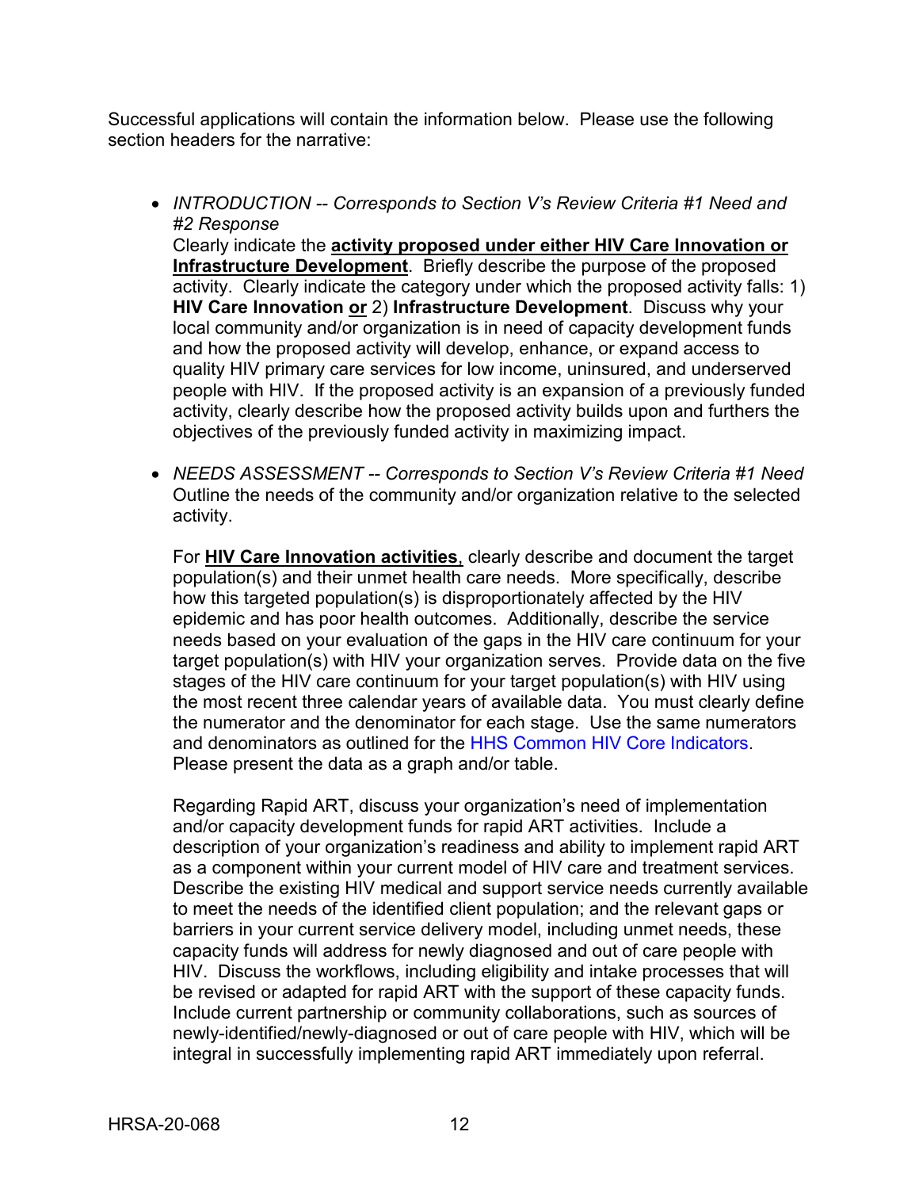Successful applications will contain the information below. Please use the following section headers for the narrative:

- *INTRODUCTION -- Corresponds to Section V's Review Criteria #1 Need and #2 Response*
  Clearly indicate the **activity proposed under either HIV Care Innovation or Infrastructure Development**. Briefly describe the purpose of the proposed activity. Clearly indicate the category under which the proposed activity falls: 1) **HIV Care Innovation or** 2) **Infrastructure Development**. Discuss why your local community and/or organization is in need of capacity development funds and how the proposed activity will develop, enhance, or expand access to quality HIV primary care services for low income, uninsured, and underserved people with HIV. If the proposed activity is an expansion of a previously funded activity, clearly describe how the proposed activity builds upon and furthers the objectives of the previously funded activity in maximizing impact.

- *NEEDS ASSESSMENT -- Corresponds to Section V's Review Criteria #1 Need*
  Outline the needs of the community and/or organization relative to the selected activity.

  For **HIV Care Innovation activities**, clearly describe and document the target population(s) and their unmet health care needs. More specifically, describe how this targeted population(s) is disproportionately affected by the HIV epidemic and has poor health outcomes. Additionally, describe the service needs based on your evaluation of the gaps in the HIV care continuum for your target population(s) with HIV your organization serves. Provide data on the five stages of the HIV care continuum for your target population(s) with HIV using the most recent three calendar years of available data. You must clearly define the numerator and the denominator for each stage. Use the same numerators and denominators as outlined for the HHS Common HIV Core Indicators. Please present the data as a graph and/or table.

  Regarding Rapid ART, discuss your organization's need of implementation and/or capacity development funds for rapid ART activities. Include a description of your organization's readiness and ability to implement rapid ART as a component within your current model of HIV care and treatment services. Describe the existing HIV medical and support service needs currently available to meet the needs of the identified client population; and the relevant gaps or barriers in your current service delivery model, including unmet needs, these capacity funds will address for newly diagnosed and out of care people with HIV. Discuss the workflows, including eligibility and intake processes that will be revised or adapted for rapid ART with the support of these capacity funds. Include current partnership or community collaborations, such as sources of newly-identified/newly-diagnosed or out of care people with HIV, which will be integral in successfully implementing rapid ART immediately upon referral.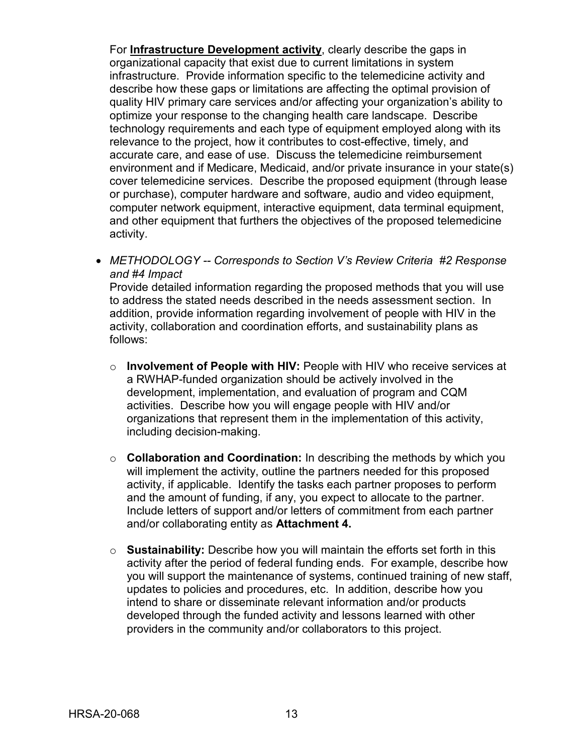For **Infrastructure Development activity**, clearly describe the gaps in organizational capacity that exist due to current limitations in system infrastructure. Provide information specific to the telemedicine activity and describe how these gaps or limitations are affecting the optimal provision of quality HIV primary care services and/or affecting your organization's ability to optimize your response to the changing health care landscape. Describe technology requirements and each type of equipment employed along with its relevance to the project, how it contributes to cost-effective, timely, and accurate care, and ease of use. Discuss the telemedicine reimbursement environment and if Medicare, Medicaid, and/or private insurance in your state(s) cover telemedicine services. Describe the proposed equipment (through lease or purchase), computer hardware and software, audio and video equipment, computer network equipment, interactive equipment, data terminal equipment, and other equipment that furthers the objectives of the proposed telemedicine activity.

- *METHODOLOGY -- Corresponds to Section V's Review Criteria #2 Response and #4 Impact*
  Provide detailed information regarding the proposed methods that you will use to address the stated needs described in the needs assessment section. In addition, provide information regarding involvement of people with HIV in the activity, collaboration and coordination efforts, and sustainability plans as follows:

  - **Involvement of People with HIV:** People with HIV who receive services at a RWHAP-funded organization should be actively involved in the development, implementation, and evaluation of program and CQM activities. Describe how you will engage people with HIV and/or organizations that represent them in the implementation of this activity, including decision-making.

  - **Collaboration and Coordination:** In describing the methods by which you will implement the activity, outline the partners needed for this proposed activity, if applicable. Identify the tasks each partner proposes to perform and the amount of funding, if any, you expect to allocate to the partner. Include letters of support and/or letters of commitment from each partner and/or collaborating entity as **Attachment 4.**

  - **Sustainability:** Describe how you will maintain the efforts set forth in this activity after the period of federal funding ends. For example, describe how you will support the maintenance of systems, continued training of new staff, updates to policies and procedures, etc. In addition, describe how you intend to share or disseminate relevant information and/or products developed through the funded activity and lessons learned with other providers in the community and/or collaborators to this project.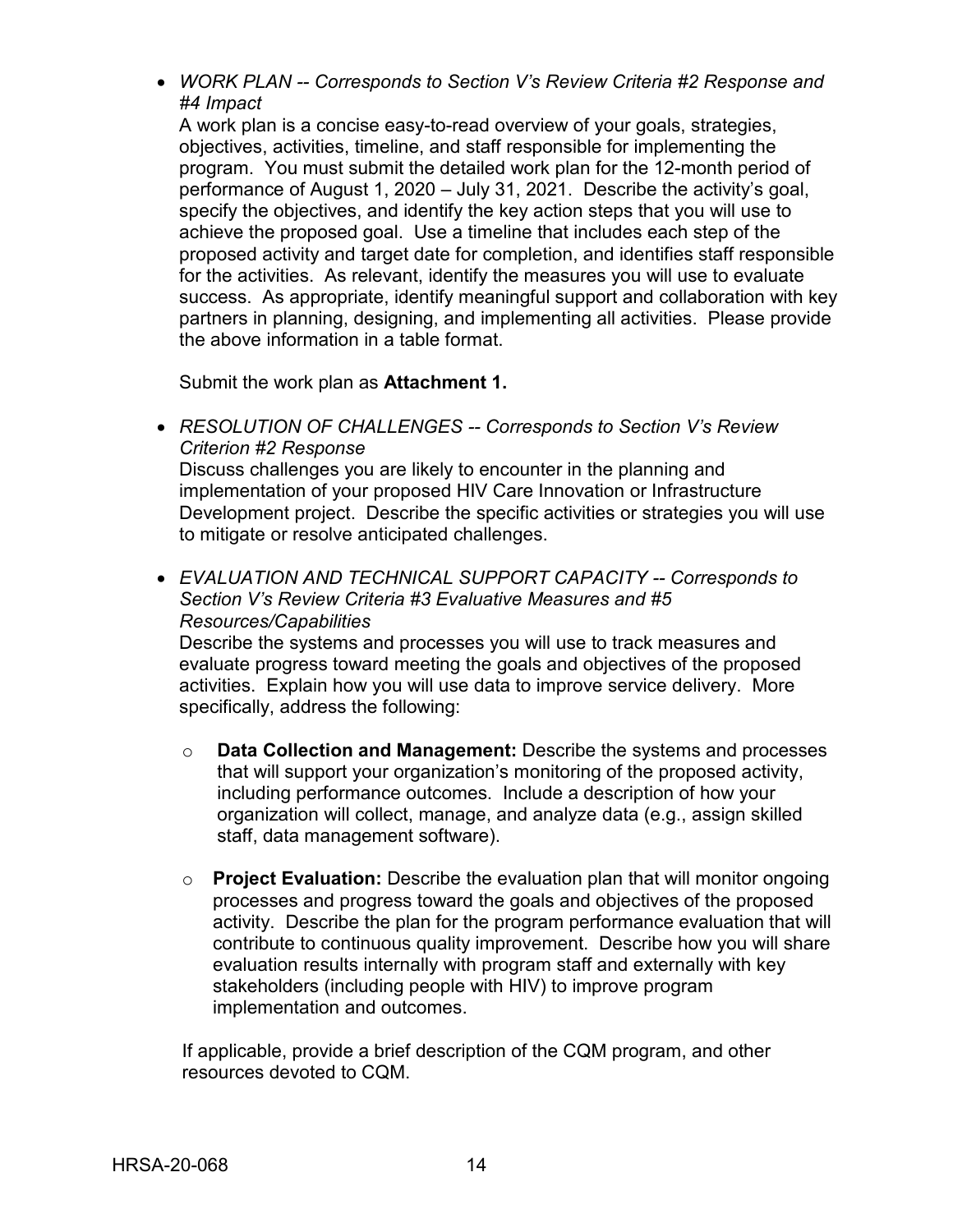- *WORK PLAN -- Corresponds to Section V's Review Criteria #2 Response and #4 Impact*

  A work plan is a concise easy-to-read overview of your goals, strategies, objectives, activities, timeline, and staff responsible for implementing the program. You must submit the detailed work plan for the 12-month period of performance of August 1, 2020 – July 31, 2021. Describe the activity's goal, specify the objectives, and identify the key action steps that you will use to achieve the proposed goal. Use a timeline that includes each step of the proposed activity and target date for completion, and identifies staff responsible for the activities. As relevant, identify the measures you will use to evaluate success. As appropriate, identify meaningful support and collaboration with key partners in planning, designing, and implementing all activities. Please provide the above information in a table format.

  Submit the work plan as **Attachment 1.**

- *RESOLUTION OF CHALLENGES -- Corresponds to Section V's Review Criterion #2 Response*

  Discuss challenges you are likely to encounter in the planning and implementation of your proposed HIV Care Innovation or Infrastructure Development project. Describe the specific activities or strategies you will use to mitigate or resolve anticipated challenges.

- *EVALUATION AND TECHNICAL SUPPORT CAPACITY -- Corresponds to Section V's Review Criteria #3 Evaluative Measures and #5 Resources/Capabilities*

  Describe the systems and processes you will use to track measures and evaluate progress toward meeting the goals and objectives of the proposed activities. Explain how you will use data to improve service delivery. More specifically, address the following:

  - **Data Collection and Management:** Describe the systems and processes that will support your organization's monitoring of the proposed activity, including performance outcomes. Include a description of how your organization will collect, manage, and analyze data (e.g., assign skilled staff, data management software).

  - **Project Evaluation:** Describe the evaluation plan that will monitor ongoing processes and progress toward the goals and objectives of the proposed activity. Describe the plan for the program performance evaluation that will contribute to continuous quality improvement. Describe how you will share evaluation results internally with program staff and externally with key stakeholders (including people with HIV) to improve program implementation and outcomes.

  If applicable, provide a brief description of the CQM program, and other resources devoted to CQM.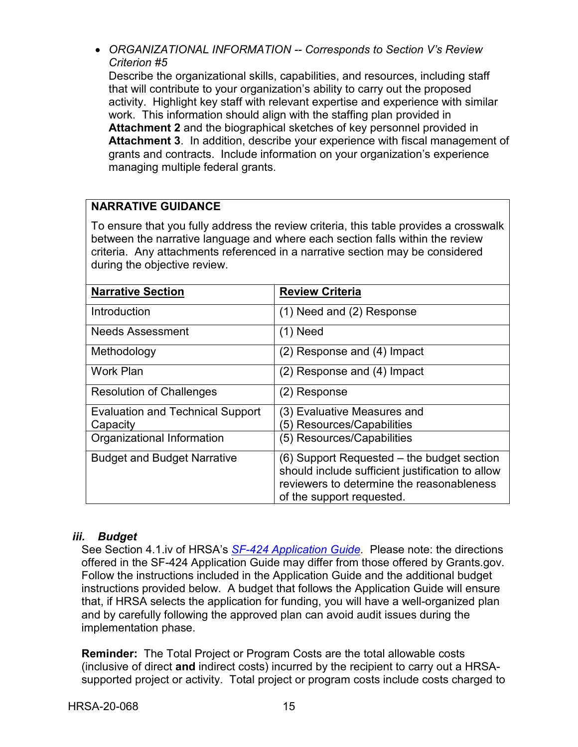- *ORGANIZATIONAL INFORMATION -- Corresponds to Section V's Review Criterion #5*
  Describe the organizational skills, capabilities, and resources, including staff that will contribute to your organization's ability to carry out the proposed activity. Highlight key staff with relevant expertise and experience with similar work. This information should align with the staffing plan provided in **Attachment 2** and the biographical sketches of key personnel provided in **Attachment 3**. In addition, describe your experience with fiscal management of grants and contracts. Include information on your organization's experience managing multiple federal grants.

**NARRATIVE GUIDANCE**

To ensure that you fully address the review criteria, this table provides a crosswalk between the narrative language and where each section falls within the review criteria. Any attachments referenced in a narrative section may be considered during the objective review.

| **Narrative Section** | **Review Criteria** |
|---|---|
| Introduction | (1) Need and (2) Response |
| Needs Assessment | (1) Need |
| Methodology | (2) Response and (4) Impact |
| Work Plan | (2) Response and (4) Impact |
| Resolution of Challenges | (2) Response |
| Evaluation and Technical Support Capacity | (3) Evaluative Measures and (5) Resources/Capabilities |
| Organizational Information | (5) Resources/Capabilities |
| Budget and Budget Narrative | (6) Support Requested – the budget section should include sufficient justification to allow reviewers to determine the reasonableness of the support requested. |

### *iii. Budget*

See Section 4.1.iv of HRSA's *SF-424 Application Guide*. Please note: the directions offered in the SF-424 Application Guide may differ from those offered by Grants.gov. Follow the instructions included in the Application Guide and the additional budget instructions provided below. A budget that follows the Application Guide will ensure that, if HRSA selects the application for funding, you will have a well-organized plan and by carefully following the approved plan can avoid audit issues during the implementation phase.

**Reminder:** The Total Project or Program Costs are the total allowable costs (inclusive of direct **and** indirect costs) incurred by the recipient to carry out a HRSA-supported project or activity. Total project or program costs include costs charged to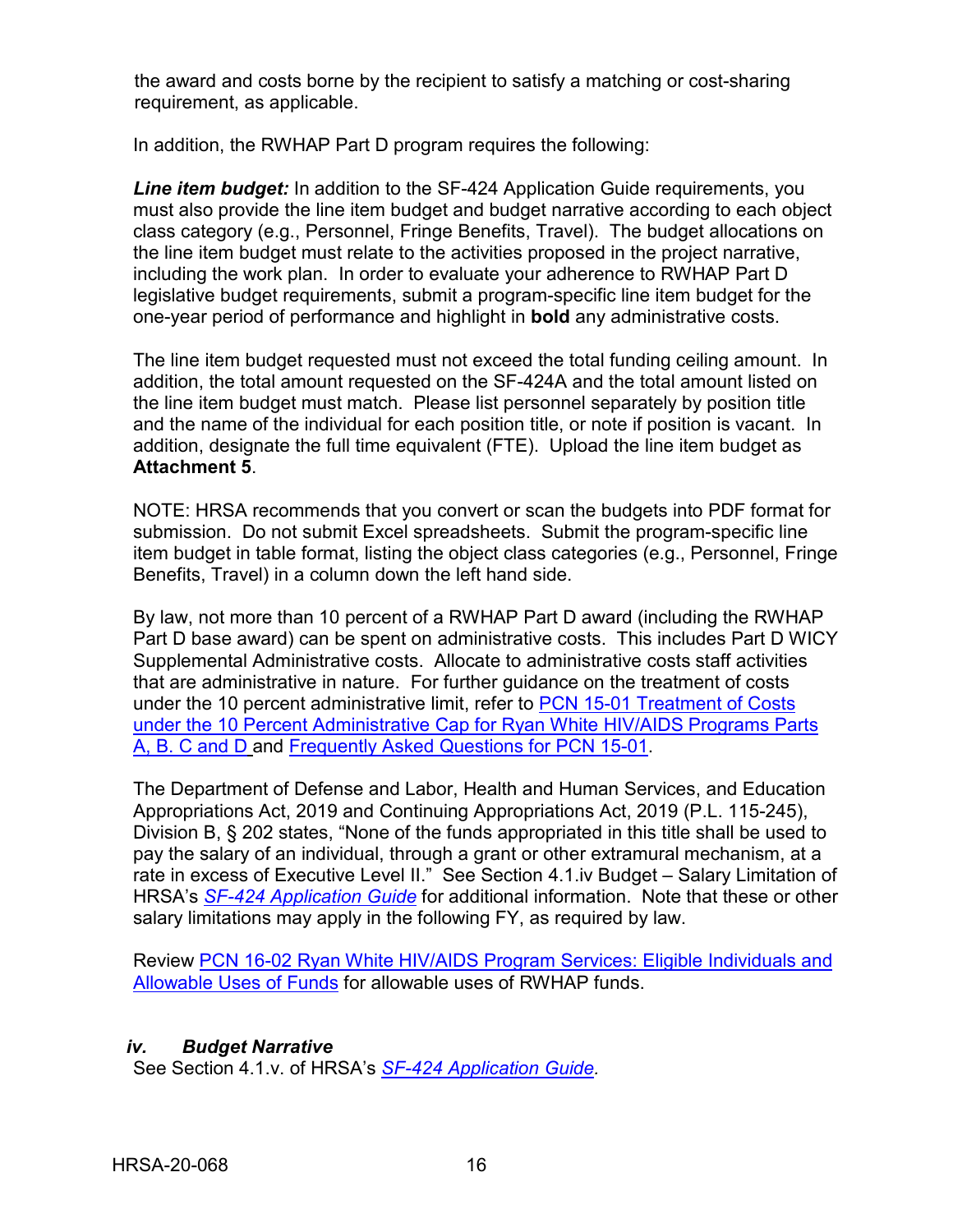the award and costs borne by the recipient to satisfy a matching or cost-sharing requirement, as applicable.

In addition, the RWHAP Part D program requires the following:

***Line item budget:*** In addition to the SF-424 Application Guide requirements, you must also provide the line item budget and budget narrative according to each object class category (e.g., Personnel, Fringe Benefits, Travel). The budget allocations on the line item budget must relate to the activities proposed in the project narrative, including the work plan. In order to evaluate your adherence to RWHAP Part D legislative budget requirements, submit a program-specific line item budget for the one-year period of performance and highlight in **bold** any administrative costs.

The line item budget requested must not exceed the total funding ceiling amount. In addition, the total amount requested on the SF-424A and the total amount listed on the line item budget must match. Please list personnel separately by position title and the name of the individual for each position title, or note if position is vacant. In addition, designate the full time equivalent (FTE). Upload the line item budget as **Attachment 5**.

NOTE: HRSA recommends that you convert or scan the budgets into PDF format for submission. Do not submit Excel spreadsheets. Submit the program-specific line item budget in table format, listing the object class categories (e.g., Personnel, Fringe Benefits, Travel) in a column down the left hand side.

By law, not more than 10 percent of a RWHAP Part D award (including the RWHAP Part D base award) can be spent on administrative costs. This includes Part D WICY Supplemental Administrative costs. Allocate to administrative costs staff activities that are administrative in nature. For further guidance on the treatment of costs under the 10 percent administrative limit, refer to PCN 15-01 Treatment of Costs under the 10 Percent Administrative Cap for Ryan White HIV/AIDS Programs Parts A, B. C and D and Frequently Asked Questions for PCN 15-01.

The Department of Defense and Labor, Health and Human Services, and Education Appropriations Act, 2019 and Continuing Appropriations Act, 2019 (P.L. 115-245), Division B, § 202 states, "None of the funds appropriated in this title shall be used to pay the salary of an individual, through a grant or other extramural mechanism, at a rate in excess of Executive Level II." See Section 4.1.iv Budget – Salary Limitation of HRSA's *SF-424 Application Guide* for additional information. Note that these or other salary limitations may apply in the following FY, as required by law.

Review PCN 16-02 Ryan White HIV/AIDS Program Services: Eligible Individuals and Allowable Uses of Funds for allowable uses of RWHAP funds.

### *iv. Budget Narrative*

See Section 4.1.v. of HRSA's *SF-424 Application Guide*.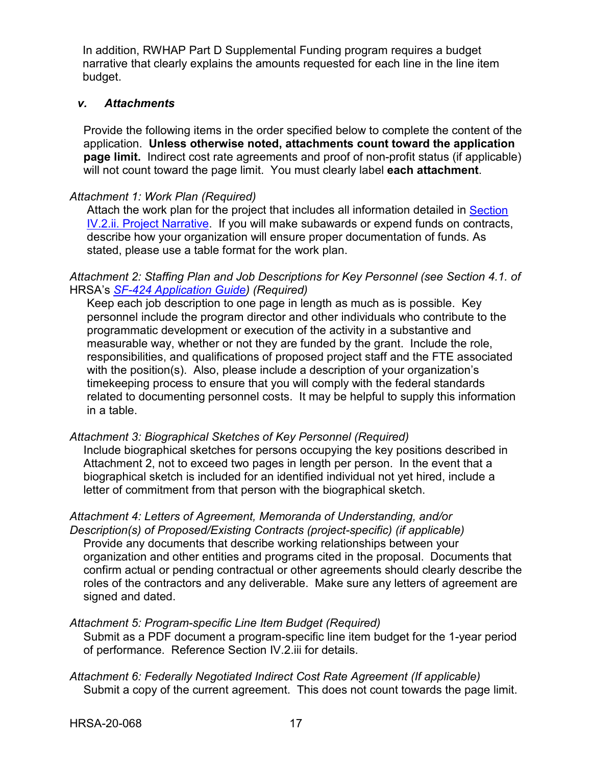In addition, RWHAP Part D Supplemental Funding program requires a budget narrative that clearly explains the amounts requested for each line in the line item budget.

### *v. Attachments*

Provide the following items in the order specified below to complete the content of the application. **Unless otherwise noted, attachments count toward the application page limit.** Indirect cost rate agreements and proof of non-profit status (if applicable) will not count toward the page limit. You must clearly label **each attachment**.

*Attachment 1: Work Plan (Required)*

Attach the work plan for the project that includes all information detailed in [Section IV.2.ii. Project Narrative](). If you will make subawards or expend funds on contracts, describe how your organization will ensure proper documentation of funds. As stated, please use a table format for the work plan.

*Attachment 2: Staffing Plan and Job Descriptions for Key Personnel (see Section 4.1. of* HRSA's *[SF-424 Application Guide]()) (Required)*

Keep each job description to one page in length as much as is possible. Key personnel include the program director and other individuals who contribute to the programmatic development or execution of the activity in a substantive and measurable way, whether or not they are funded by the grant. Include the role, responsibilities, and qualifications of proposed project staff and the FTE associated with the position(s). Also, please include a description of your organization's timekeeping process to ensure that you will comply with the federal standards related to documenting personnel costs. It may be helpful to supply this information in a table.

*Attachment 3: Biographical Sketches of Key Personnel (Required)*

Include biographical sketches for persons occupying the key positions described in Attachment 2, not to exceed two pages in length per person. In the event that a biographical sketch is included for an identified individual not yet hired, include a letter of commitment from that person with the biographical sketch.

*Attachment 4: Letters of Agreement, Memoranda of Understanding, and/or Description(s) of Proposed/Existing Contracts (project-specific) (if applicable)*

Provide any documents that describe working relationships between your organization and other entities and programs cited in the proposal. Documents that confirm actual or pending contractual or other agreements should clearly describe the roles of the contractors and any deliverable. Make sure any letters of agreement are signed and dated.

*Attachment 5: Program-specific Line Item Budget (Required)*

Submit as a PDF document a program-specific line item budget for the 1-year period of performance. Reference Section IV.2.iii for details.

*Attachment 6: Federally Negotiated Indirect Cost Rate Agreement (If applicable)*

Submit a copy of the current agreement. This does not count towards the page limit.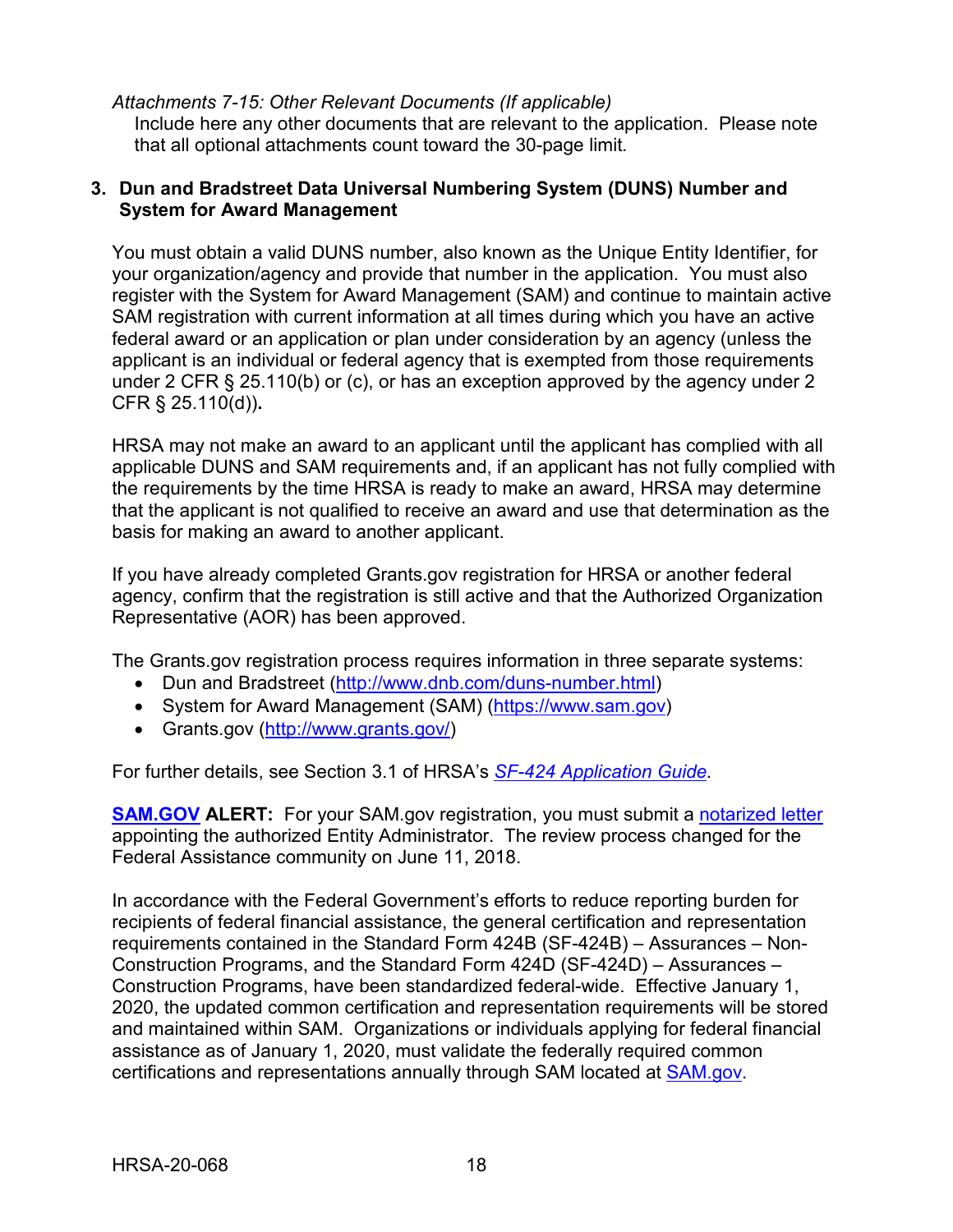*Attachments 7-15: Other Relevant Documents (If applicable)*

Include here any other documents that are relevant to the application. Please note that all optional attachments count toward the 30-page limit.

### 3. Dun and Bradstreet Data Universal Numbering System (DUNS) Number and System for Award Management

You must obtain a valid DUNS number, also known as the Unique Entity Identifier, for your organization/agency and provide that number in the application. You must also register with the System for Award Management (SAM) and continue to maintain active SAM registration with current information at all times during which you have an active federal award or an application or plan under consideration by an agency (unless the applicant is an individual or federal agency that is exempted from those requirements under 2 CFR § 25.110(b) or (c), or has an exception approved by the agency under 2 CFR § 25.110(d))**.**

HRSA may not make an award to an applicant until the applicant has complied with all applicable DUNS and SAM requirements and, if an applicant has not fully complied with the requirements by the time HRSA is ready to make an award, HRSA may determine that the applicant is not qualified to receive an award and use that determination as the basis for making an award to another applicant.

If you have already completed Grants.gov registration for HRSA or another federal agency, confirm that the registration is still active and that the Authorized Organization Representative (AOR) has been approved.

The Grants.gov registration process requires information in three separate systems:

- Dun and Bradstreet (http://www.dnb.com/duns-number.html)
- System for Award Management (SAM) (https://www.sam.gov)
- Grants.gov (http://www.grants.gov/)

For further details, see Section 3.1 of HRSA's *SF-424 Application Guide.*

**SAM.GOV ALERT:** For your SAM.gov registration, you must submit a notarized letter appointing the authorized Entity Administrator. The review process changed for the Federal Assistance community on June 11, 2018.

In accordance with the Federal Government's efforts to reduce reporting burden for recipients of federal financial assistance, the general certification and representation requirements contained in the Standard Form 424B (SF-424B) – Assurances – Non-Construction Programs, and the Standard Form 424D (SF-424D) – Assurances – Construction Programs, have been standardized federal-wide. Effective January 1, 2020, the updated common certification and representation requirements will be stored and maintained within SAM. Organizations or individuals applying for federal financial assistance as of January 1, 2020, must validate the federally required common certifications and representations annually through SAM located at SAM.gov.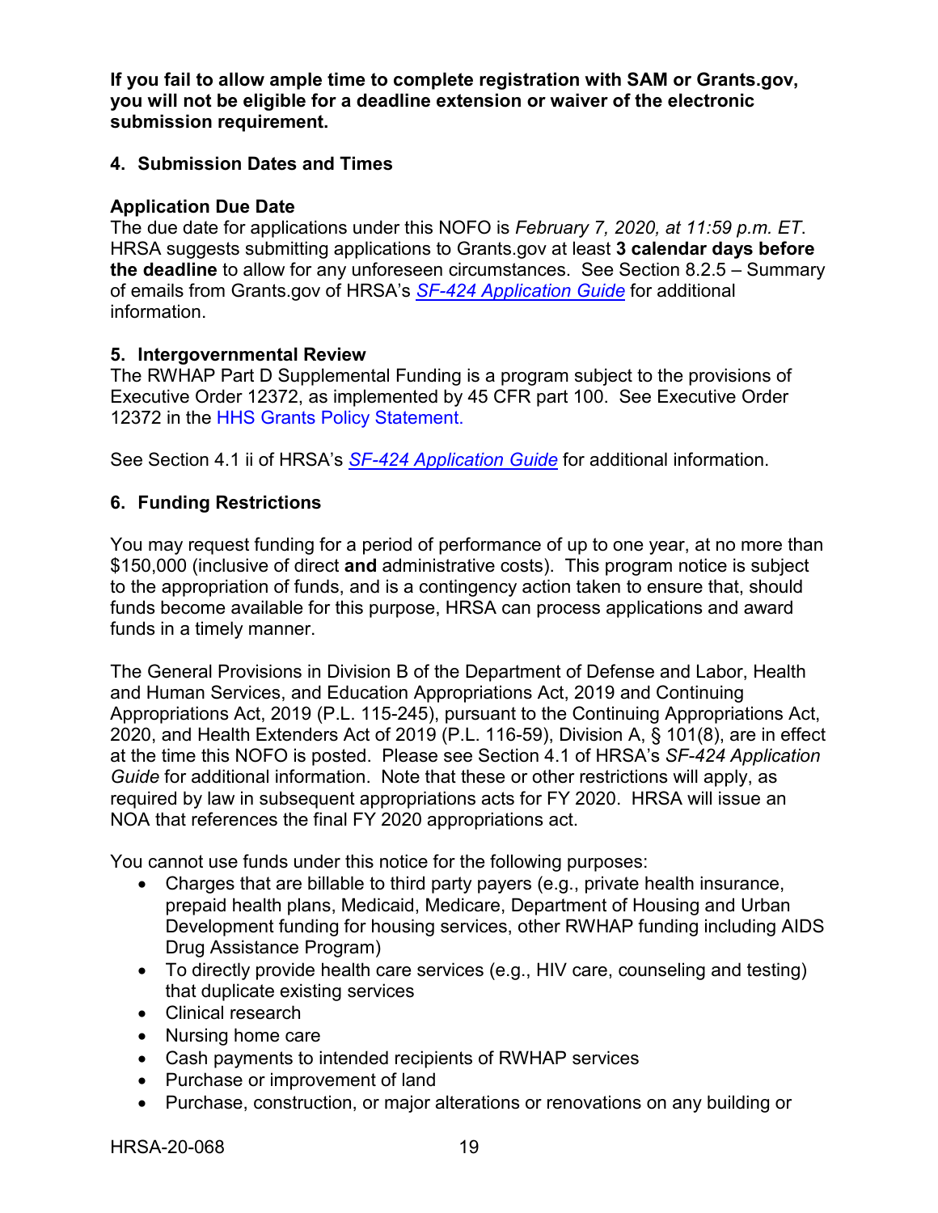**If you fail to allow ample time to complete registration with SAM or Grants.gov, you will not be eligible for a deadline extension or waiver of the electronic submission requirement.**

### 4. Submission Dates and Times

**Application Due Date**

The due date for applications under this NOFO is *February 7, 2020, at 11:59 p.m. ET*. HRSA suggests submitting applications to Grants.gov at least **3 calendar days before the deadline** to allow for any unforeseen circumstances. See Section 8.2.5 – Summary of emails from Grants.gov of HRSA's *SF-424 Application Guide* for additional information.

### 5. Intergovernmental Review

The RWHAP Part D Supplemental Funding is a program subject to the provisions of Executive Order 12372, as implemented by 45 CFR part 100. See Executive Order 12372 in the HHS Grants Policy Statement.

See Section 4.1 ii of HRSA's *SF-424 Application Guide* for additional information.

### 6. Funding Restrictions

You may request funding for a period of performance of up to one year, at no more than $150,000 (inclusive of direct **and** administrative costs). This program notice is subject to the appropriation of funds, and is a contingency action taken to ensure that, should funds become available for this purpose, HRSA can process applications and award funds in a timely manner.

The General Provisions in Division B of the Department of Defense and Labor, Health and Human Services, and Education Appropriations Act, 2019 and Continuing Appropriations Act, 2019 (P.L. 115-245), pursuant to the Continuing Appropriations Act, 2020, and Health Extenders Act of 2019 (P.L. 116-59), Division A, § 101(8), are in effect at the time this NOFO is posted. Please see Section 4.1 of HRSA's *SF-424 Application Guide* for additional information. Note that these or other restrictions will apply, as required by law in subsequent appropriations acts for FY 2020. HRSA will issue an NOA that references the final FY 2020 appropriations act.

You cannot use funds under this notice for the following purposes:

- Charges that are billable to third party payers (e.g., private health insurance, prepaid health plans, Medicaid, Medicare, Department of Housing and Urban Development funding for housing services, other RWHAP funding including AIDS Drug Assistance Program)
- To directly provide health care services (e.g., HIV care, counseling and testing) that duplicate existing services
- Clinical research
- Nursing home care
- Cash payments to intended recipients of RWHAP services
- Purchase or improvement of land
- Purchase, construction, or major alterations or renovations on any building or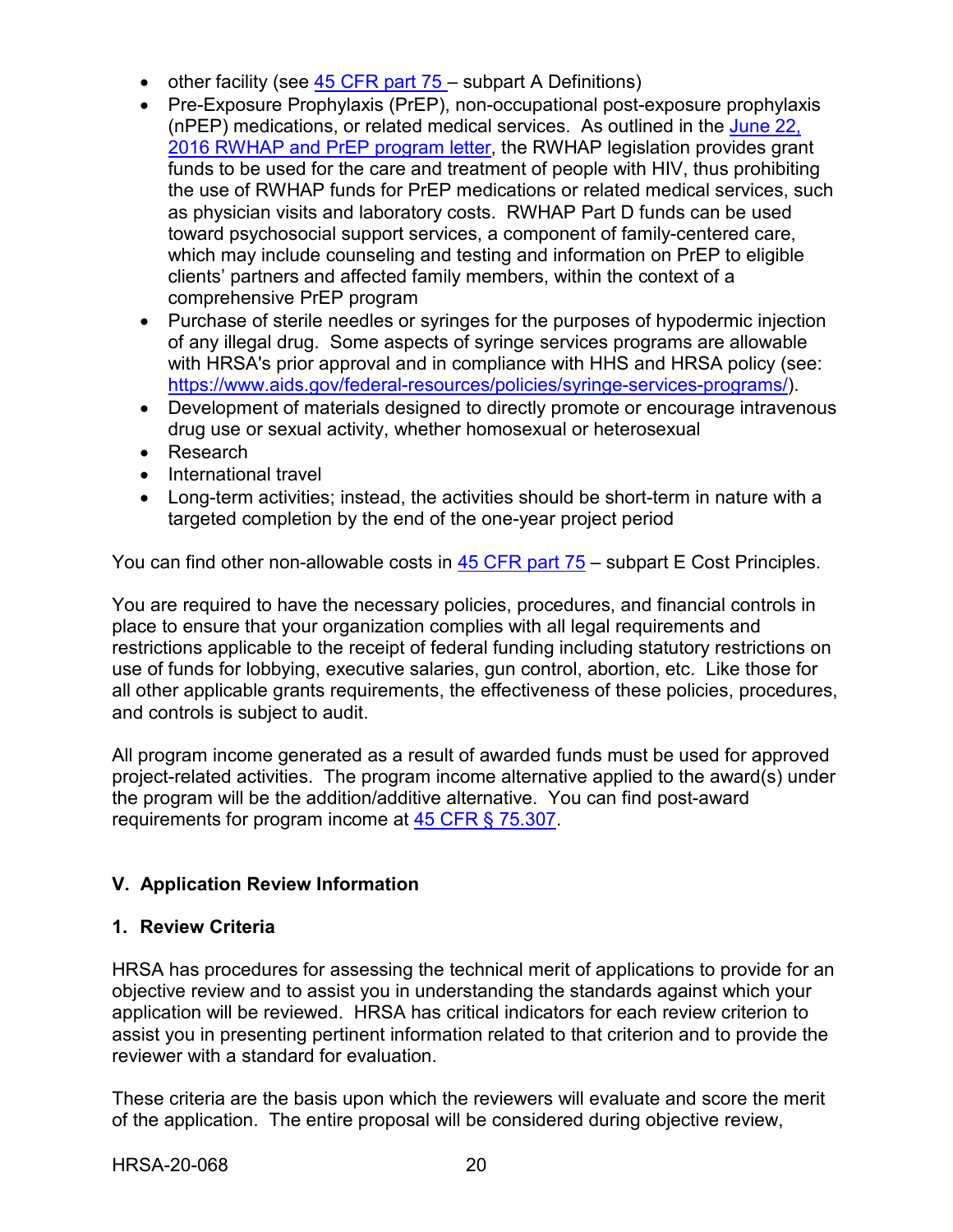- other facility (see [45 CFR part 75](#) – subpart A Definitions)
- Pre-Exposure Prophylaxis (PrEP), non-occupational post-exposure prophylaxis (nPEP) medications, or related medical services. As outlined in the [June 22, 2016 RWHAP and PrEP program letter](#), the RWHAP legislation provides grant funds to be used for the care and treatment of people with HIV, thus prohibiting the use of RWHAP funds for PrEP medications or related medical services, such as physician visits and laboratory costs. RWHAP Part D funds can be used toward psychosocial support services, a component of family-centered care, which may include counseling and testing and information on PrEP to eligible clients' partners and affected family members, within the context of a comprehensive PrEP program
- Purchase of sterile needles or syringes for the purposes of hypodermic injection of any illegal drug. Some aspects of syringe services programs are allowable with HRSA's prior approval and in compliance with HHS and HRSA policy (see: https://www.aids.gov/federal-resources/policies/syringe-services-programs/).
- Development of materials designed to directly promote or encourage intravenous drug use or sexual activity, whether homosexual or heterosexual
- Research
- International travel
- Long-term activities; instead, the activities should be short-term in nature with a targeted completion by the end of the one-year project period

You can find other non-allowable costs in [45 CFR part 75](#) – subpart E Cost Principles.

You are required to have the necessary policies, procedures, and financial controls in place to ensure that your organization complies with all legal requirements and restrictions applicable to the receipt of federal funding including statutory restrictions on use of funds for lobbying, executive salaries, gun control, abortion, etc. Like those for all other applicable grants requirements, the effectiveness of these policies, procedures, and controls is subject to audit.

All program income generated as a result of awarded funds must be used for approved project-related activities. The program income alternative applied to the award(s) under the program will be the addition/additive alternative. You can find post-award requirements for program income at [45 CFR § 75.307](#).

## V. Application Review Information

### 1. Review Criteria

HRSA has procedures for assessing the technical merit of applications to provide for an objective review and to assist you in understanding the standards against which your application will be reviewed. HRSA has critical indicators for each review criterion to assist you in presenting pertinent information related to that criterion and to provide the reviewer with a standard for evaluation.

These criteria are the basis upon which the reviewers will evaluate and score the merit of the application. The entire proposal will be considered during objective review,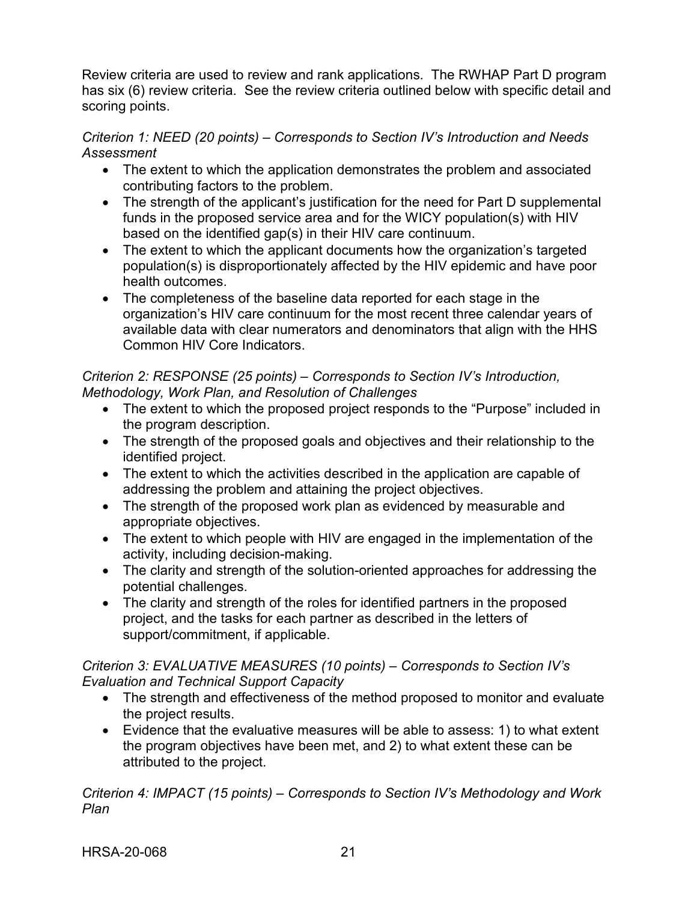Review criteria are used to review and rank applications. The RWHAP Part D program has six (6) review criteria. See the review criteria outlined below with specific detail and scoring points.

*Criterion 1: NEED (20 points) – Corresponds to Section IV's Introduction and Needs Assessment*

- The extent to which the application demonstrates the problem and associated contributing factors to the problem.
- The strength of the applicant's justification for the need for Part D supplemental funds in the proposed service area and for the WICY population(s) with HIV based on the identified gap(s) in their HIV care continuum.
- The extent to which the applicant documents how the organization's targeted population(s) is disproportionately affected by the HIV epidemic and have poor health outcomes.
- The completeness of the baseline data reported for each stage in the organization's HIV care continuum for the most recent three calendar years of available data with clear numerators and denominators that align with the HHS Common HIV Core Indicators.

*Criterion 2: RESPONSE (25 points) – Corresponds to Section IV's Introduction, Methodology, Work Plan, and Resolution of Challenges*

- The extent to which the proposed project responds to the "Purpose" included in the program description.
- The strength of the proposed goals and objectives and their relationship to the identified project.
- The extent to which the activities described in the application are capable of addressing the problem and attaining the project objectives.
- The strength of the proposed work plan as evidenced by measurable and appropriate objectives.
- The extent to which people with HIV are engaged in the implementation of the activity, including decision-making.
- The clarity and strength of the solution-oriented approaches for addressing the potential challenges.
- The clarity and strength of the roles for identified partners in the proposed project, and the tasks for each partner as described in the letters of support/commitment, if applicable.

*Criterion 3: EVALUATIVE MEASURES (10 points) – Corresponds to Section IV's Evaluation and Technical Support Capacity*

- The strength and effectiveness of the method proposed to monitor and evaluate the project results.
- Evidence that the evaluative measures will be able to assess: 1) to what extent the program objectives have been met, and 2) to what extent these can be attributed to the project.

*Criterion 4: IMPACT (15 points) – Corresponds to Section IV's Methodology and Work Plan*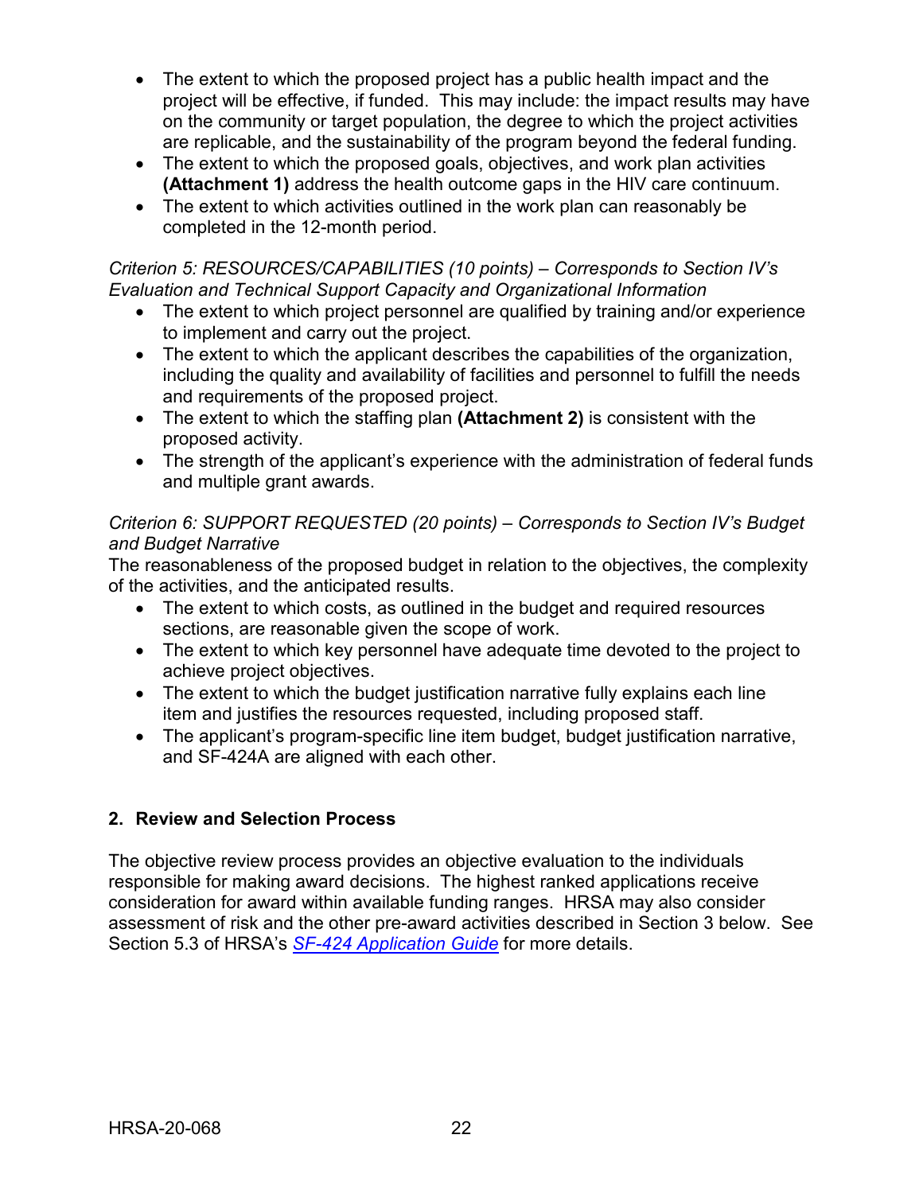- The extent to which the proposed project has a public health impact and the project will be effective, if funded. This may include: the impact results may have on the community or target population, the degree to which the project activities are replicable, and the sustainability of the program beyond the federal funding.
- The extent to which the proposed goals, objectives, and work plan activities **(Attachment 1)** address the health outcome gaps in the HIV care continuum.
- The extent to which activities outlined in the work plan can reasonably be completed in the 12-month period.

*Criterion 5: RESOURCES/CAPABILITIES (10 points) – Corresponds to Section IV's Evaluation and Technical Support Capacity and Organizational Information*

- The extent to which project personnel are qualified by training and/or experience to implement and carry out the project.
- The extent to which the applicant describes the capabilities of the organization, including the quality and availability of facilities and personnel to fulfill the needs and requirements of the proposed project.
- The extent to which the staffing plan **(Attachment 2)** is consistent with the proposed activity.
- The strength of the applicant's experience with the administration of federal funds and multiple grant awards.

*Criterion 6: SUPPORT REQUESTED (20 points) – Corresponds to Section IV's Budget and Budget Narrative*

The reasonableness of the proposed budget in relation to the objectives, the complexity of the activities, and the anticipated results.

- The extent to which costs, as outlined in the budget and required resources sections, are reasonable given the scope of work.
- The extent to which key personnel have adequate time devoted to the project to achieve project objectives.
- The extent to which the budget justification narrative fully explains each line item and justifies the resources requested, including proposed staff.
- The applicant's program-specific line item budget, budget justification narrative, and SF-424A are aligned with each other.

### 2. Review and Selection Process

The objective review process provides an objective evaluation to the individuals responsible for making award decisions. The highest ranked applications receive consideration for award within available funding ranges. HRSA may also consider assessment of risk and the other pre-award activities described in Section 3 below. See Section 5.3 of HRSA's *SF-424 Application Guide* for more details.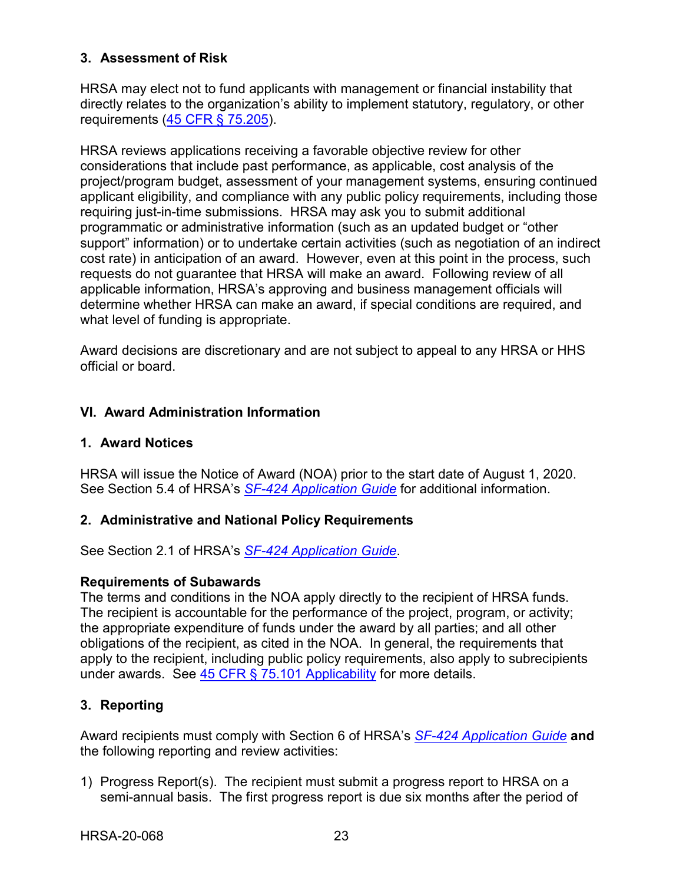### 3. Assessment of Risk

HRSA may elect not to fund applicants with management or financial instability that directly relates to the organization's ability to implement statutory, regulatory, or other requirements (45 CFR § 75.205).

HRSA reviews applications receiving a favorable objective review for other considerations that include past performance, as applicable, cost analysis of the project/program budget, assessment of your management systems, ensuring continued applicant eligibility, and compliance with any public policy requirements, including those requiring just-in-time submissions. HRSA may ask you to submit additional programmatic or administrative information (such as an updated budget or "other support" information) or to undertake certain activities (such as negotiation of an indirect cost rate) in anticipation of an award. However, even at this point in the process, such requests do not guarantee that HRSA will make an award. Following review of all applicable information, HRSA's approving and business management officials will determine whether HRSA can make an award, if special conditions are required, and what level of funding is appropriate.

Award decisions are discretionary and are not subject to appeal to any HRSA or HHS official or board.

## VI. Award Administration Information

### 1. Award Notices

HRSA will issue the Notice of Award (NOA) prior to the start date of August 1, 2020. See Section 5.4 of HRSA's *SF-424 Application Guide* for additional information.

### 2. Administrative and National Policy Requirements

See Section 2.1 of HRSA's *SF-424 Application Guide*.

**Requirements of Subawards**

The terms and conditions in the NOA apply directly to the recipient of HRSA funds. The recipient is accountable for the performance of the project, program, or activity; the appropriate expenditure of funds under the award by all parties; and all other obligations of the recipient, as cited in the NOA. In general, the requirements that apply to the recipient, including public policy requirements, also apply to subrecipients under awards. See 45 CFR § 75.101 Applicability for more details.

### 3. Reporting

Award recipients must comply with Section 6 of HRSA's *SF-424 Application Guide* **and** the following reporting and review activities:

1) Progress Report(s). The recipient must submit a progress report to HRSA on a semi-annual basis. The first progress report is due six months after the period of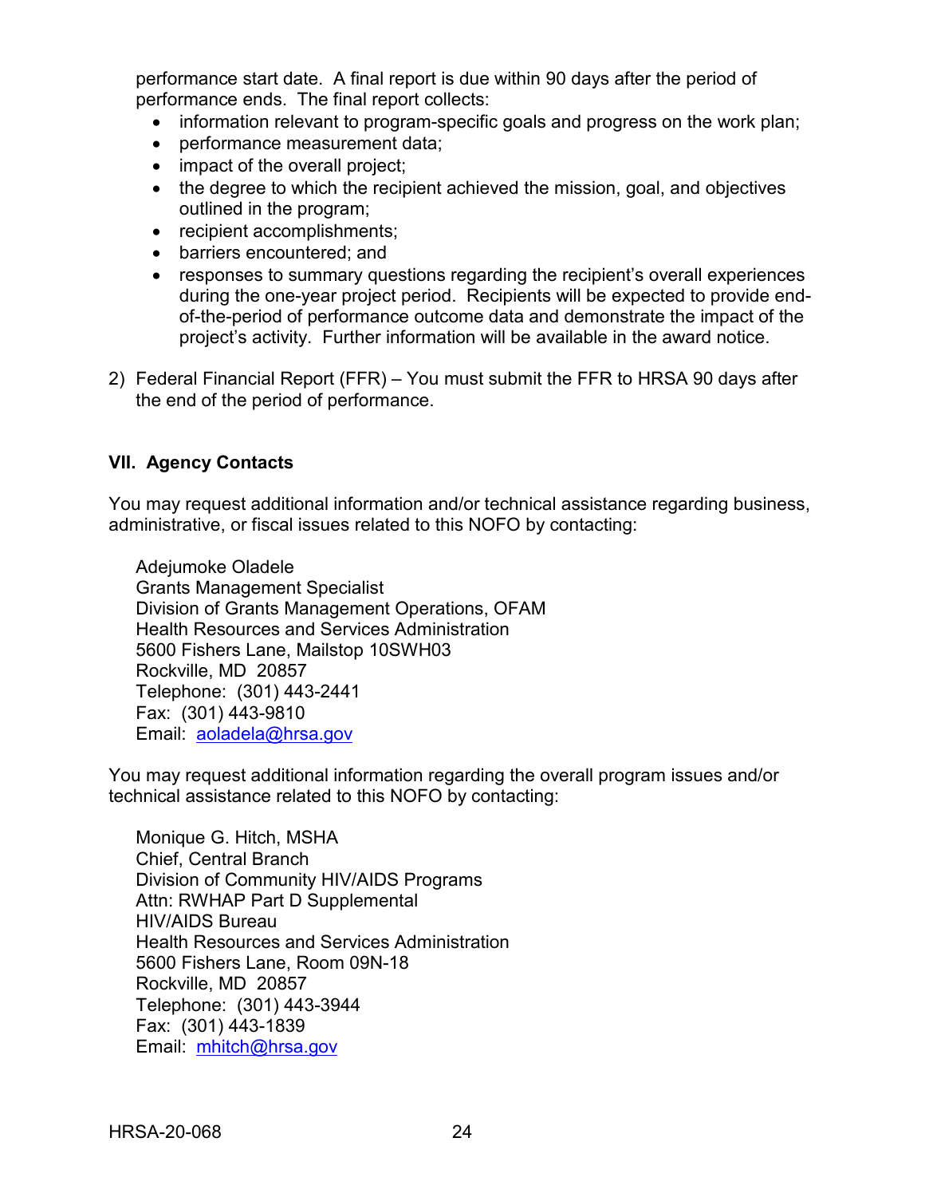performance start date. A final report is due within 90 days after the period of performance ends. The final report collects:

- information relevant to program-specific goals and progress on the work plan;
- performance measurement data;
- impact of the overall project;
- the degree to which the recipient achieved the mission, goal, and objectives outlined in the program;
- recipient accomplishments;
- barriers encountered; and
- responses to summary questions regarding the recipient's overall experiences during the one-year project period. Recipients will be expected to provide end-of-the-period of performance outcome data and demonstrate the impact of the project's activity. Further information will be available in the award notice.

2) Federal Financial Report (FFR) – You must submit the FFR to HRSA 90 days after the end of the period of performance.

## VII. Agency Contacts

You may request additional information and/or technical assistance regarding business, administrative, or fiscal issues related to this NOFO by contacting:

Adejumoke Oladele
Grants Management Specialist
Division of Grants Management Operations, OFAM
Health Resources and Services Administration
5600 Fishers Lane, Mailstop 10SWH03
Rockville, MD 20857
Telephone: (301) 443-2441
Fax: (301) 443-9810
Email: aoladela@hrsa.gov

You may request additional information regarding the overall program issues and/or technical assistance related to this NOFO by contacting:

Monique G. Hitch, MSHA
Chief, Central Branch
Division of Community HIV/AIDS Programs
Attn: RWHAP Part D Supplemental
HIV/AIDS Bureau
Health Resources and Services Administration
5600 Fishers Lane, Room 09N-18
Rockville, MD 20857
Telephone: (301) 443-3944
Fax: (301) 443-1839
Email: mhitch@hrsa.gov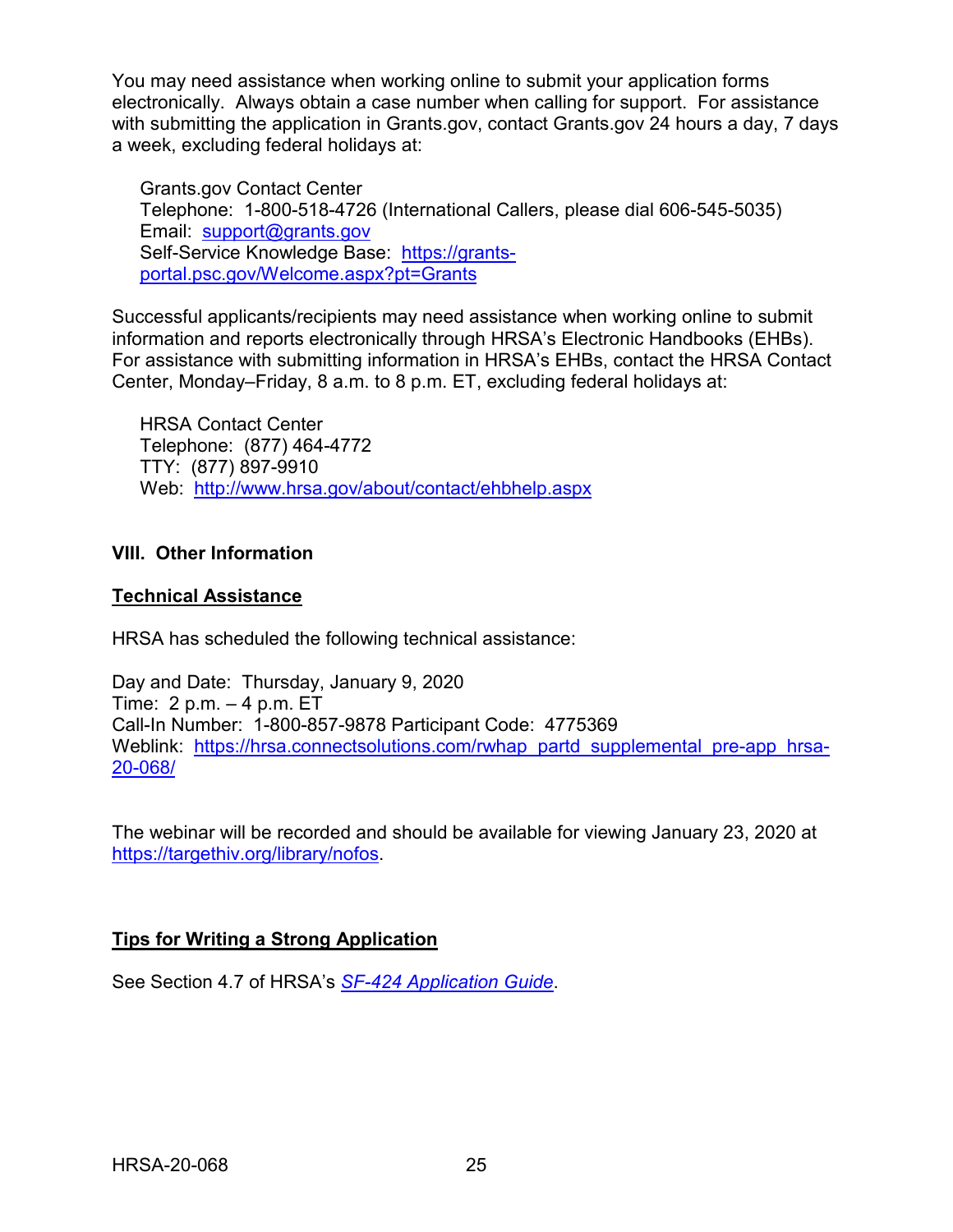You may need assistance when working online to submit your application forms electronically. Always obtain a case number when calling for support. For assistance with submitting the application in Grants.gov, contact Grants.gov 24 hours a day, 7 days a week, excluding federal holidays at:

Grants.gov Contact Center  
Telephone: 1-800-518-4726 (International Callers, please dial 606-545-5035)  
Email: support@grants.gov  
Self-Service Knowledge Base: https://grants-portal.psc.gov/Welcome.aspx?pt=Grants

Successful applicants/recipients may need assistance when working online to submit information and reports electronically through HRSA's Electronic Handbooks (EHBs). For assistance with submitting information in HRSA's EHBs, contact the HRSA Contact Center, Monday–Friday, 8 a.m. to 8 p.m. ET, excluding federal holidays at:

HRSA Contact Center  
Telephone: (877) 464-4772  
TTY: (877) 897-9910  
Web: http://www.hrsa.gov/about/contact/ehbhelp.aspx

## VIII. Other Information

### Technical Assistance

HRSA has scheduled the following technical assistance:

Day and Date: Thursday, January 9, 2020  
Time: 2 p.m. – 4 p.m. ET  
Call-In Number: 1-800-857-9878 Participant Code: 4775369  
Weblink: https://hrsa.connectsolutions.com/rwhap_partd_supplemental_pre-app_hrsa-20-068/

The webinar will be recorded and should be available for viewing January 23, 2020 at https://targethiv.org/library/nofos.

### Tips for Writing a Strong Application

See Section 4.7 of HRSA's *SF-424 Application Guide*.